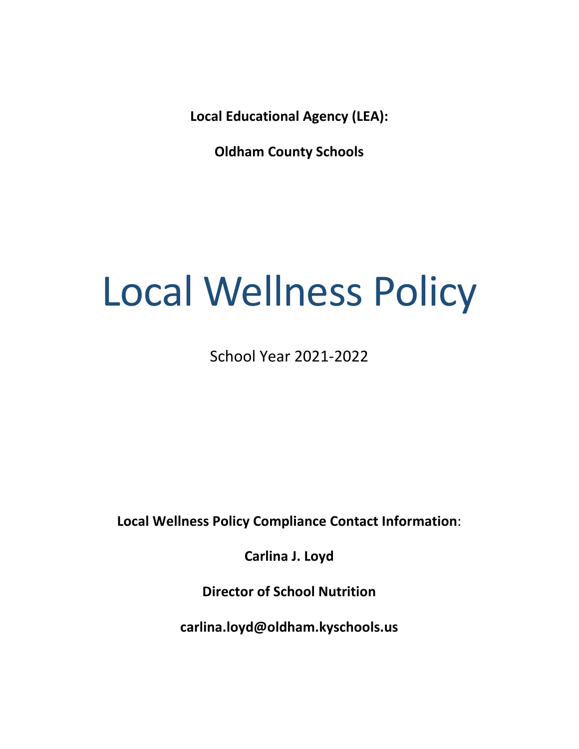**Local Educational Agency (LEA):**

**Oldham County Schools**

# Local Wellness Policy

School Year 2021-2022

**Local Wellness Policy Compliance Contact Information**:

**Carlina J. Loyd**

**Director of School Nutrition**

**carlina.loyd@oldham.kyschools.us**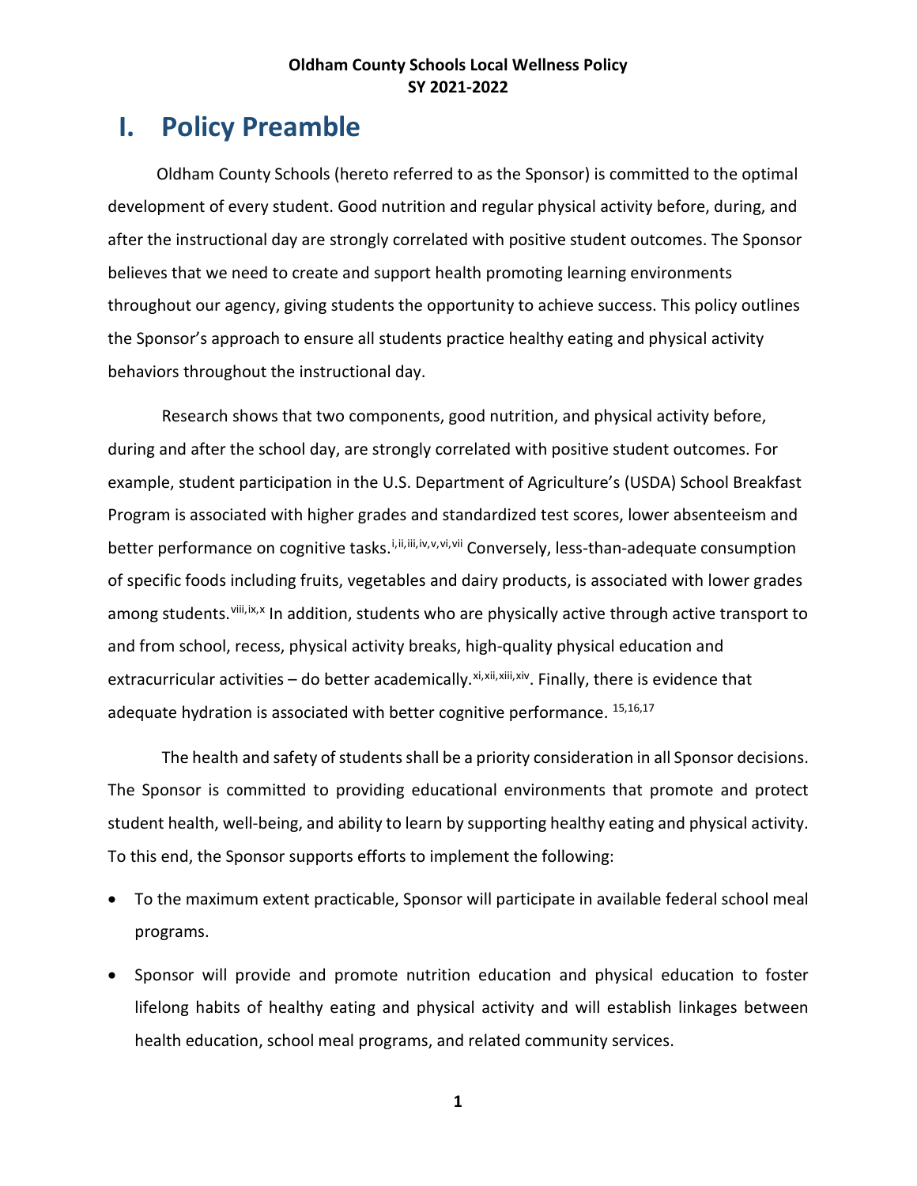**Oldham County Schools Local Wellness Policy**
**SY 2021-2022**

# I. Policy Preamble

Oldham County Schools (hereto referred to as the Sponsor) is committed to the optimal development of every student. Good nutrition and regular physical activity before, during, and after the instructional day are strongly correlated with positive student outcomes. The Sponsor believes that we need to create and support health promoting learning environments throughout our agency, giving students the opportunity to achieve success. This policy outlines the Sponsor's approach to ensure all students practice healthy eating and physical activity behaviors throughout the instructional day.

Research shows that two components, good nutrition, and physical activity before, during and after the school day, are strongly correlated with positive student outcomes. For example, student participation in the U.S. Department of Agriculture's (USDA) School Breakfast Program is associated with higher grades and standardized test scores, lower absenteeism and better performance on cognitive tasks.[i,ii,iii,iv,v,vi,vii] Conversely, less-than-adequate consumption of specific foods including fruits, vegetables and dairy products, is associated with lower grades among students.[viii,ix,x] In addition, students who are physically active through active transport to and from school, recess, physical activity breaks, high-quality physical education and extracurricular activities – do better academically.[xi,xii,xiii,xiv]. Finally, there is evidence that adequate hydration is associated with better cognitive performance. [15,16,17]

The health and safety of students shall be a priority consideration in all Sponsor decisions. The Sponsor is committed to providing educational environments that promote and protect student health, well-being, and ability to learn by supporting healthy eating and physical activity. To this end, the Sponsor supports efforts to implement the following:

- To the maximum extent practicable, Sponsor will participate in available federal school meal programs.
- Sponsor will provide and promote nutrition education and physical education to foster lifelong habits of healthy eating and physical activity and will establish linkages between health education, school meal programs, and related community services.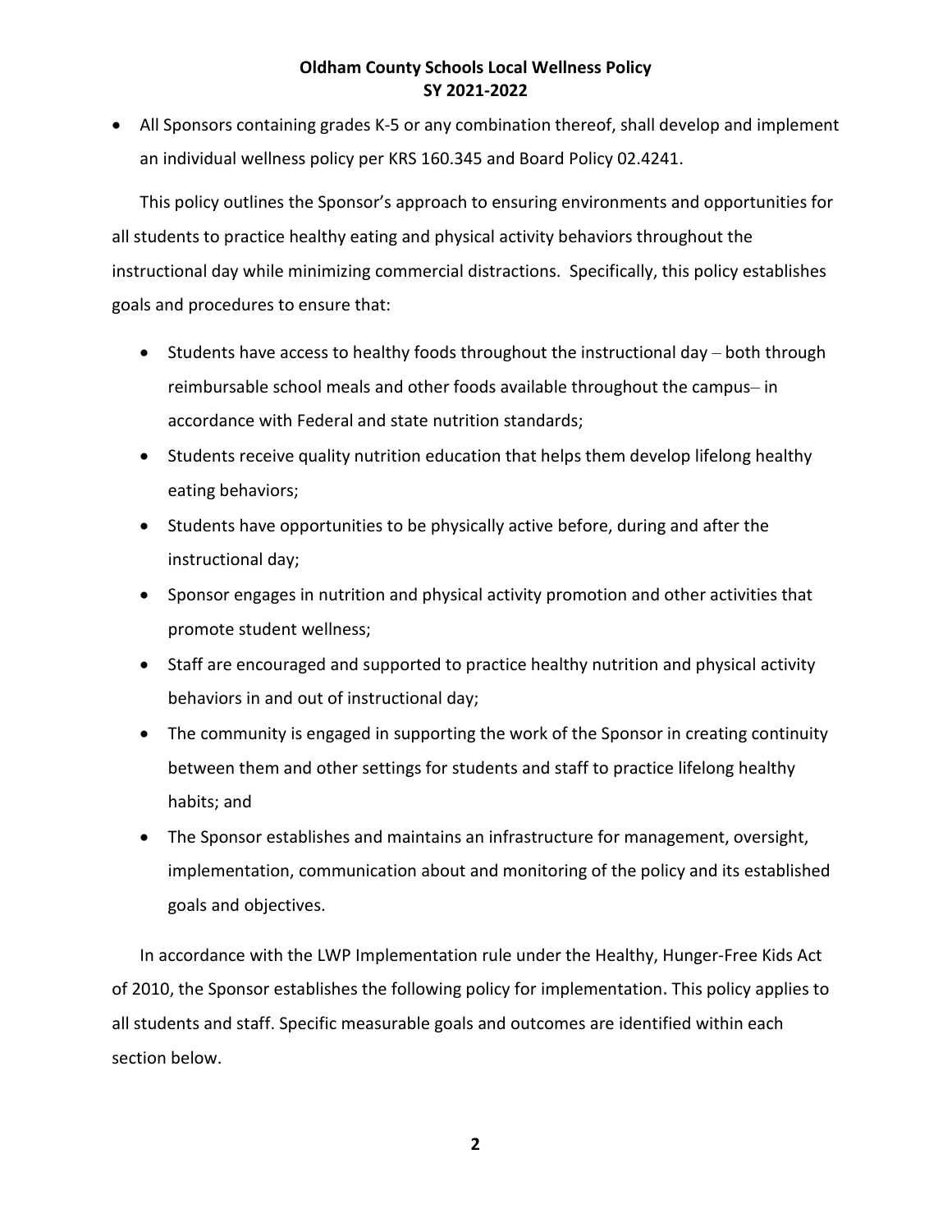- All Sponsors containing grades K-5 or any combination thereof, shall develop and implement an individual wellness policy per KRS 160.345 and Board Policy 02.4241.

This policy outlines the Sponsor's approach to ensuring environments and opportunities for all students to practice healthy eating and physical activity behaviors throughout the instructional day while minimizing commercial distractions. Specifically, this policy establishes goals and procedures to ensure that:

- Students have access to healthy foods throughout the instructional day – both through reimbursable school meals and other foods available throughout the campus– in accordance with Federal and state nutrition standards;
- Students receive quality nutrition education that helps them develop lifelong healthy eating behaviors;
- Students have opportunities to be physically active before, during and after the instructional day;
- Sponsor engages in nutrition and physical activity promotion and other activities that promote student wellness;
- Staff are encouraged and supported to practice healthy nutrition and physical activity behaviors in and out of instructional day;
- The community is engaged in supporting the work of the Sponsor in creating continuity between them and other settings for students and staff to practice lifelong healthy habits; and
- The Sponsor establishes and maintains an infrastructure for management, oversight, implementation, communication about and monitoring of the policy and its established goals and objectives.

In accordance with the LWP Implementation rule under the Healthy, Hunger-Free Kids Act of 2010, the Sponsor establishes the following policy for implementation. This policy applies to all students and staff. Specific measurable goals and outcomes are identified within each section below.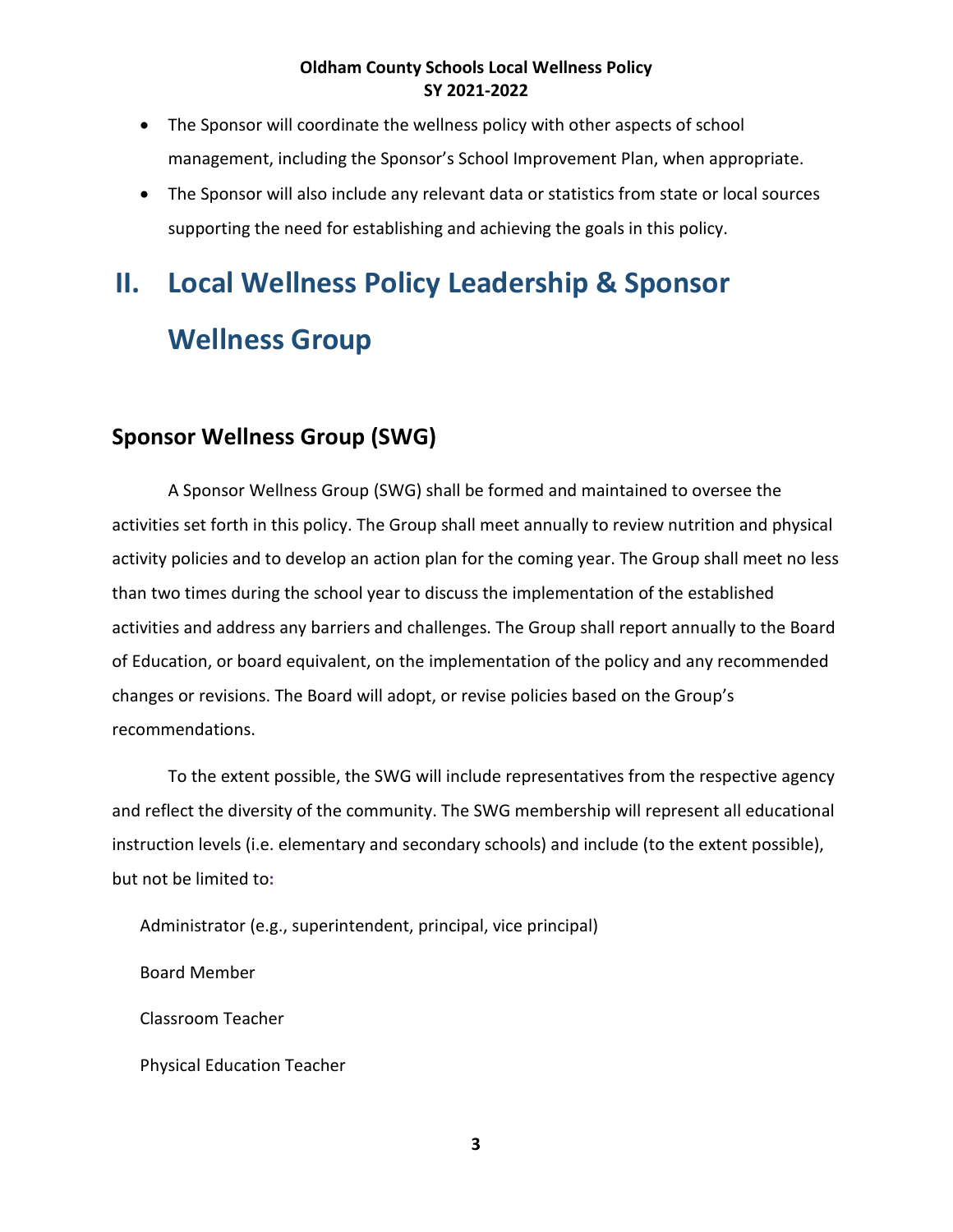- The Sponsor will coordinate the wellness policy with other aspects of school management, including the Sponsor's School Improvement Plan, when appropriate.
- The Sponsor will also include any relevant data or statistics from state or local sources supporting the need for establishing and achieving the goals in this policy.

# II. Local Wellness Policy Leadership & Sponsor Wellness Group

## Sponsor Wellness Group (SWG)

A Sponsor Wellness Group (SWG) shall be formed and maintained to oversee the activities set forth in this policy. The Group shall meet annually to review nutrition and physical activity policies and to develop an action plan for the coming year. The Group shall meet no less than two times during the school year to discuss the implementation of the established activities and address any barriers and challenges. The Group shall report annually to the Board of Education, or board equivalent, on the implementation of the policy and any recommended changes or revisions. The Board will adopt, or revise policies based on the Group's recommendations.

To the extent possible, the SWG will include representatives from the respective agency and reflect the diversity of the community. The SWG membership will represent all educational instruction levels (i.e. elementary and secondary schools) and include (to the extent possible), but not be limited to:

Administrator (e.g., superintendent, principal, vice principal)

Board Member

Classroom Teacher

Physical Education Teacher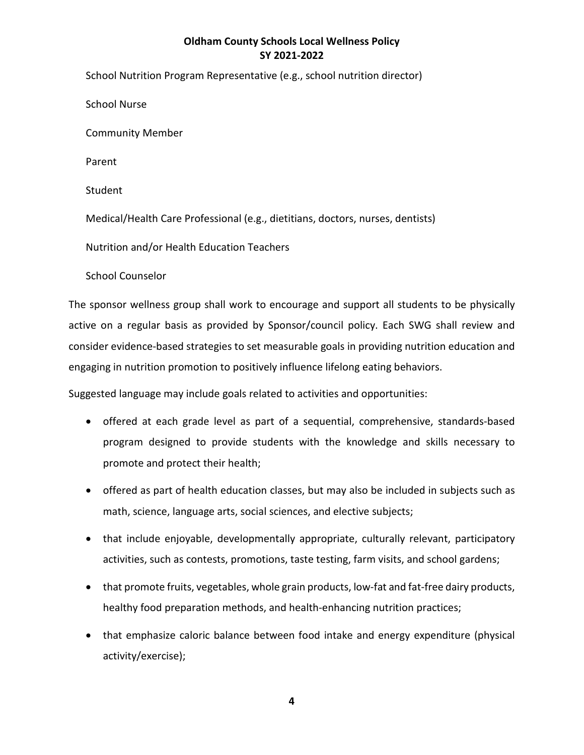School Nutrition Program Representative (e.g., school nutrition director)

School Nurse

Community Member

Parent

Student

Medical/Health Care Professional (e.g., dietitians, doctors, nurses, dentists)

Nutrition and/or Health Education Teachers

School Counselor

The sponsor wellness group shall work to encourage and support all students to be physically active on a regular basis as provided by Sponsor/council policy. Each SWG shall review and consider evidence-based strategies to set measurable goals in providing nutrition education and engaging in nutrition promotion to positively influence lifelong eating behaviors.

Suggested language may include goals related to activities and opportunities:

- offered at each grade level as part of a sequential, comprehensive, standards-based program designed to provide students with the knowledge and skills necessary to promote and protect their health;
- offered as part of health education classes, but may also be included in subjects such as math, science, language arts, social sciences, and elective subjects;
- that include enjoyable, developmentally appropriate, culturally relevant, participatory activities, such as contests, promotions, taste testing, farm visits, and school gardens;
- that promote fruits, vegetables, whole grain products, low-fat and fat-free dairy products, healthy food preparation methods, and health-enhancing nutrition practices;
- that emphasize caloric balance between food intake and energy expenditure (physical activity/exercise);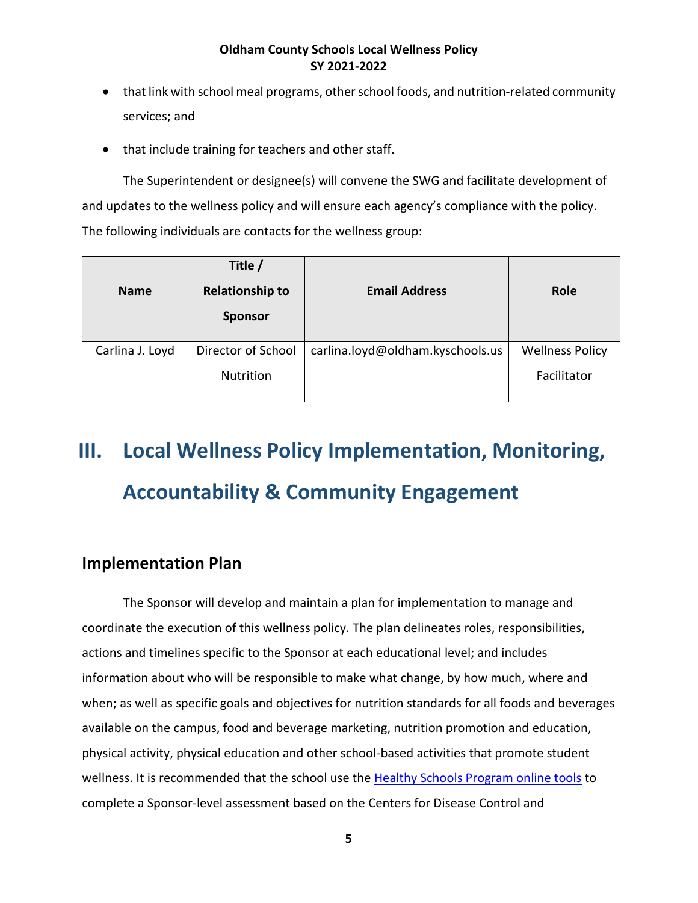- that link with school meal programs, other school foods, and nutrition-related community services; and
- that include training for teachers and other staff.

The Superintendent or designee(s) will convene the SWG and facilitate development of and updates to the wellness policy and will ensure each agency's compliance with the policy. The following individuals are contacts for the wellness group:

| Name | Title / Relationship to Sponsor | Email Address | Role |
|---|---|---|---|
| Carlina J. Loyd | Director of School Nutrition | carlina.loyd@oldham.kyschools.us | Wellness Policy Facilitator |

# III. Local Wellness Policy Implementation, Monitoring, Accountability & Community Engagement

## Implementation Plan

The Sponsor will develop and maintain a plan for implementation to manage and coordinate the execution of this wellness policy. The plan delineates roles, responsibilities, actions and timelines specific to the Sponsor at each educational level; and includes information about who will be responsible to make what change, by how much, where and when; as well as specific goals and objectives for nutrition standards for all foods and beverages available on the campus, food and beverage marketing, nutrition promotion and education, physical activity, physical education and other school-based activities that promote student wellness. It is recommended that the school use the Healthy Schools Program online tools to complete a Sponsor-level assessment based on the Centers for Disease Control and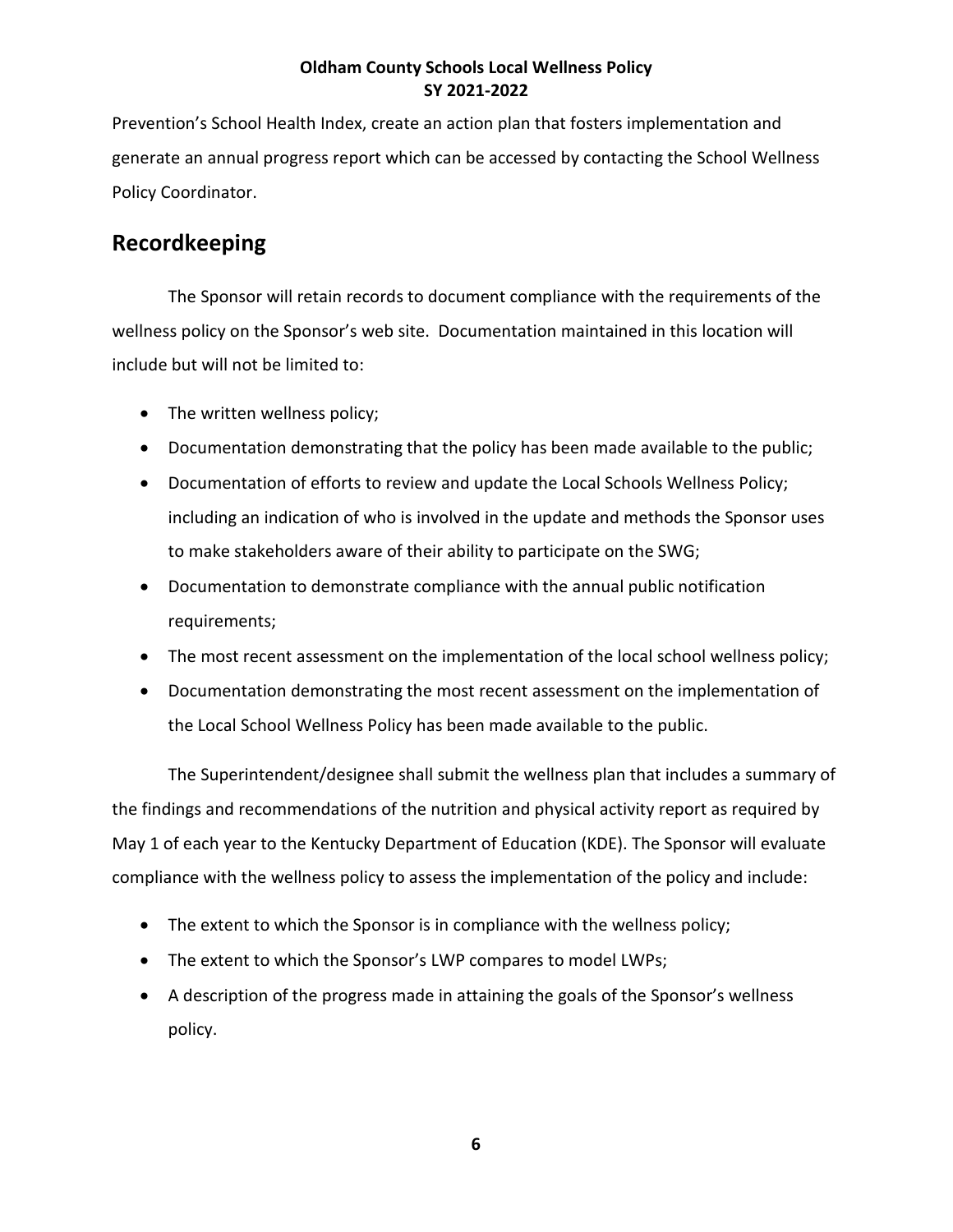Prevention's School Health Index, create an action plan that fosters implementation and generate an annual progress report which can be accessed by contacting the School Wellness Policy Coordinator.

## Recordkeeping

The Sponsor will retain records to document compliance with the requirements of the wellness policy on the Sponsor's web site. Documentation maintained in this location will include but will not be limited to:

- The written wellness policy;
- Documentation demonstrating that the policy has been made available to the public;
- Documentation of efforts to review and update the Local Schools Wellness Policy; including an indication of who is involved in the update and methods the Sponsor uses to make stakeholders aware of their ability to participate on the SWG;
- Documentation to demonstrate compliance with the annual public notification requirements;
- The most recent assessment on the implementation of the local school wellness policy;
- Documentation demonstrating the most recent assessment on the implementation of the Local School Wellness Policy has been made available to the public.

The Superintendent/designee shall submit the wellness plan that includes a summary of the findings and recommendations of the nutrition and physical activity report as required by May 1 of each year to the Kentucky Department of Education (KDE). The Sponsor will evaluate compliance with the wellness policy to assess the implementation of the policy and include:

- The extent to which the Sponsor is in compliance with the wellness policy;
- The extent to which the Sponsor's LWP compares to model LWPs;
- A description of the progress made in attaining the goals of the Sponsor's wellness policy.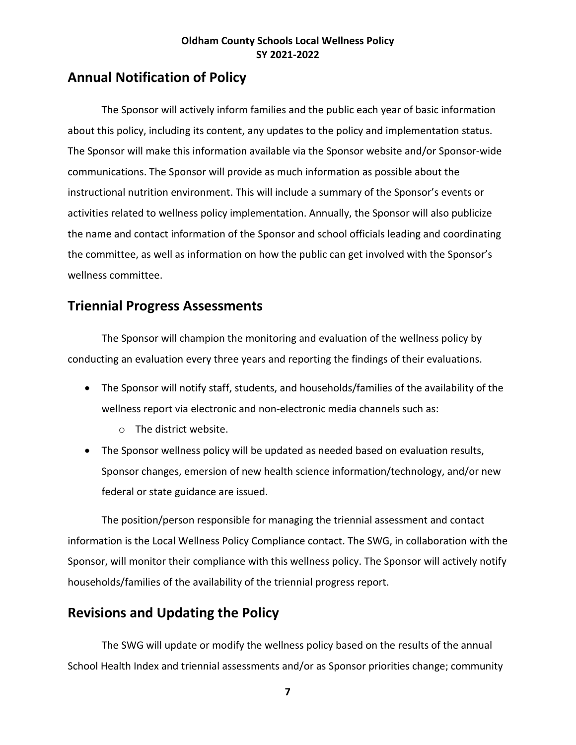## Annual Notification of Policy

The Sponsor will actively inform families and the public each year of basic information about this policy, including its content, any updates to the policy and implementation status. The Sponsor will make this information available via the Sponsor website and/or Sponsor-wide communications. The Sponsor will provide as much information as possible about the instructional nutrition environment. This will include a summary of the Sponsor's events or activities related to wellness policy implementation. Annually, the Sponsor will also publicize the name and contact information of the Sponsor and school officials leading and coordinating the committee, as well as information on how the public can get involved with the Sponsor's wellness committee.

## Triennial Progress Assessments

The Sponsor will champion the monitoring and evaluation of the wellness policy by conducting an evaluation every three years and reporting the findings of their evaluations.

- The Sponsor will notify staff, students, and households/families of the availability of the wellness report via electronic and non-electronic media channels such as:
  - The district website.
- The Sponsor wellness policy will be updated as needed based on evaluation results, Sponsor changes, emersion of new health science information/technology, and/or new federal or state guidance are issued.

The position/person responsible for managing the triennial assessment and contact information is the Local Wellness Policy Compliance contact. The SWG, in collaboration with the Sponsor, will monitor their compliance with this wellness policy. The Sponsor will actively notify households/families of the availability of the triennial progress report.

## Revisions and Updating the Policy

The SWG will update or modify the wellness policy based on the results of the annual School Health Index and triennial assessments and/or as Sponsor priorities change; community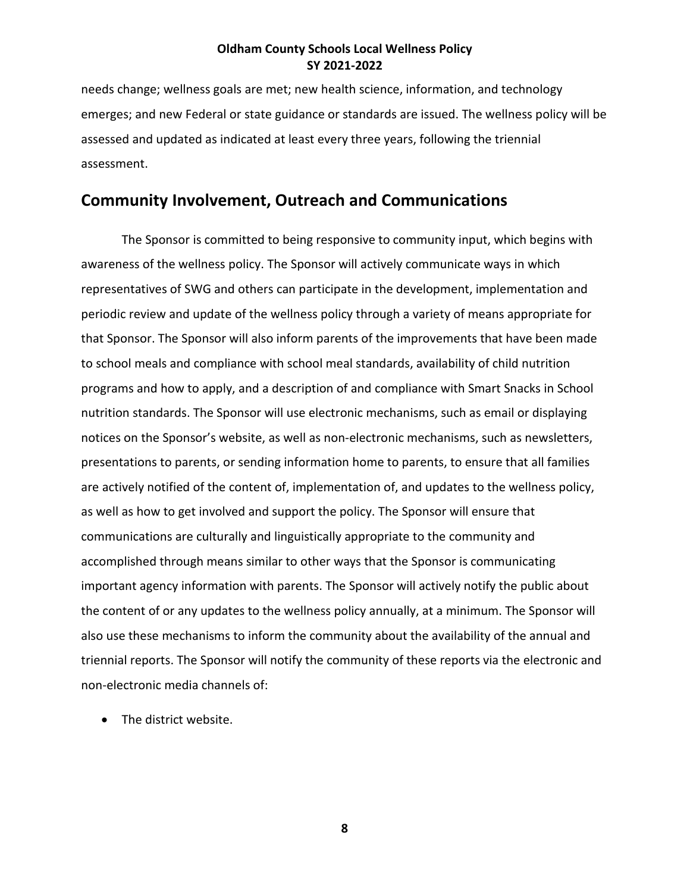needs change; wellness goals are met; new health science, information, and technology emerges; and new Federal or state guidance or standards are issued. The wellness policy will be assessed and updated as indicated at least every three years, following the triennial assessment.

## Community Involvement, Outreach and Communications

The Sponsor is committed to being responsive to community input, which begins with awareness of the wellness policy. The Sponsor will actively communicate ways in which representatives of SWG and others can participate in the development, implementation and periodic review and update of the wellness policy through a variety of means appropriate for that Sponsor. The Sponsor will also inform parents of the improvements that have been made to school meals and compliance with school meal standards, availability of child nutrition programs and how to apply, and a description of and compliance with Smart Snacks in School nutrition standards. The Sponsor will use electronic mechanisms, such as email or displaying notices on the Sponsor's website, as well as non-electronic mechanisms, such as newsletters, presentations to parents, or sending information home to parents, to ensure that all families are actively notified of the content of, implementation of, and updates to the wellness policy, as well as how to get involved and support the policy. The Sponsor will ensure that communications are culturally and linguistically appropriate to the community and accomplished through means similar to other ways that the Sponsor is communicating important agency information with parents. The Sponsor will actively notify the public about the content of or any updates to the wellness policy annually, at a minimum. The Sponsor will also use these mechanisms to inform the community about the availability of the annual and triennial reports. The Sponsor will notify the community of these reports via the electronic and non-electronic media channels of:

- The district website.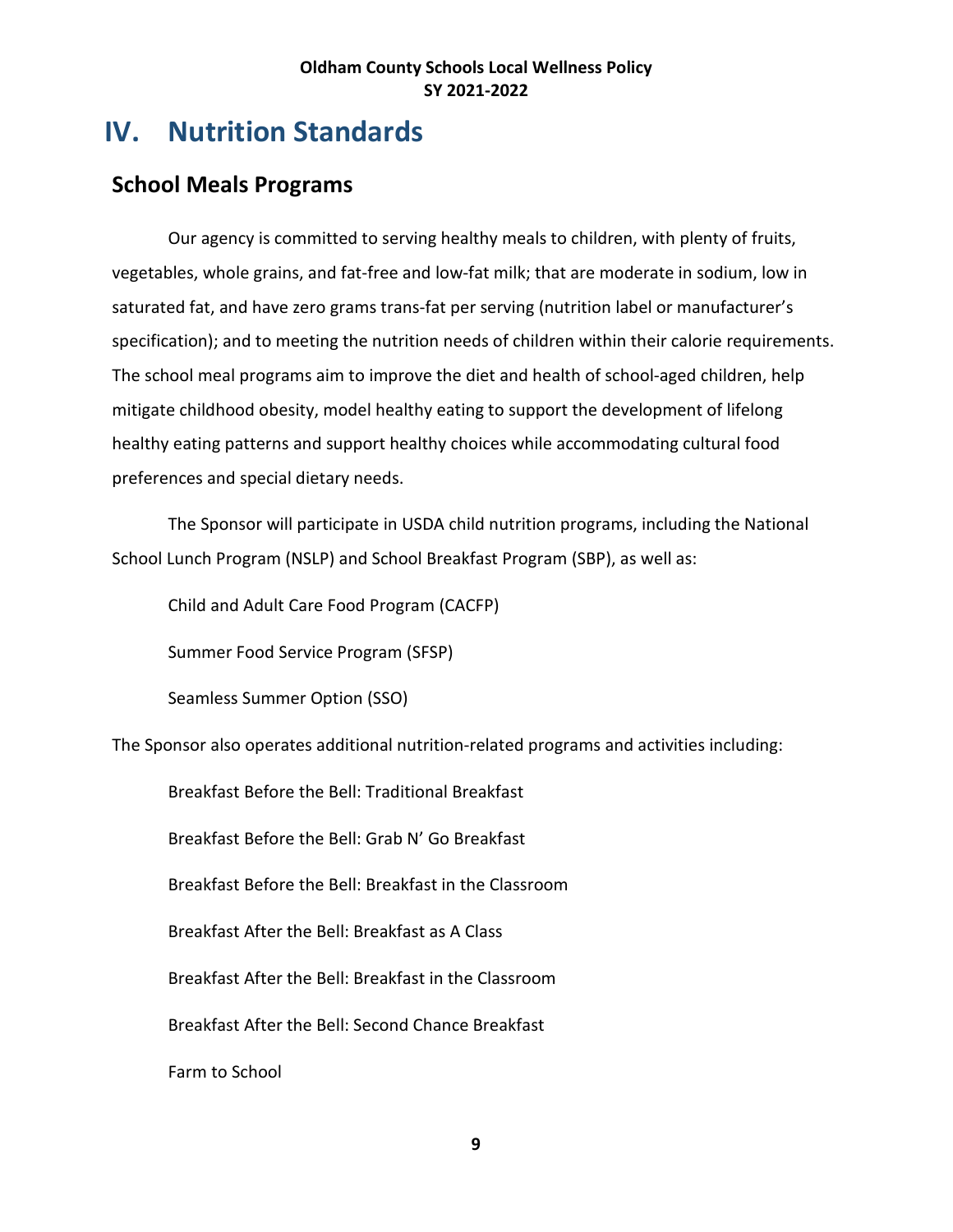# IV. Nutrition Standards

## School Meals Programs

Our agency is committed to serving healthy meals to children, with plenty of fruits, vegetables, whole grains, and fat-free and low-fat milk; that are moderate in sodium, low in saturated fat, and have zero grams trans-fat per serving (nutrition label or manufacturer's specification); and to meeting the nutrition needs of children within their calorie requirements. The school meal programs aim to improve the diet and health of school-aged children, help mitigate childhood obesity, model healthy eating to support the development of lifelong healthy eating patterns and support healthy choices while accommodating cultural food preferences and special dietary needs.

The Sponsor will participate in USDA child nutrition programs, including the National School Lunch Program (NSLP) and School Breakfast Program (SBP), as well as:

Child and Adult Care Food Program (CACFP)

Summer Food Service Program (SFSP)

Seamless Summer Option (SSO)

The Sponsor also operates additional nutrition-related programs and activities including:

Breakfast Before the Bell: Traditional Breakfast

Breakfast Before the Bell: Grab N' Go Breakfast

Breakfast Before the Bell: Breakfast in the Classroom

Breakfast After the Bell: Breakfast as A Class

Breakfast After the Bell: Breakfast in the Classroom

Breakfast After the Bell: Second Chance Breakfast

Farm to School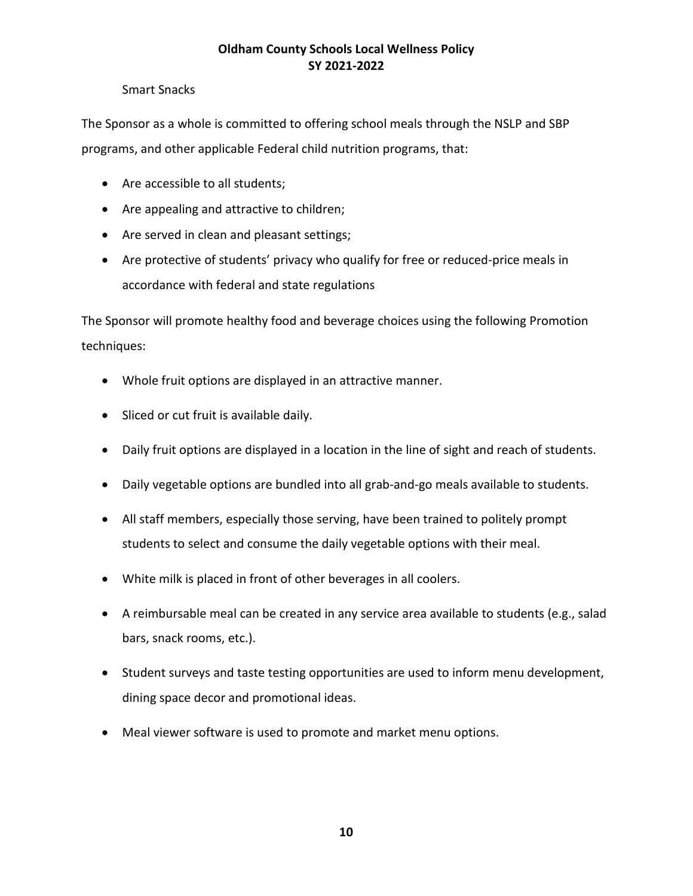Smart Snacks

The Sponsor as a whole is committed to offering school meals through the NSLP and SBP programs, and other applicable Federal child nutrition programs, that:

- Are accessible to all students;
- Are appealing and attractive to children;
- Are served in clean and pleasant settings;
- Are protective of students' privacy who qualify for free or reduced-price meals in accordance with federal and state regulations

The Sponsor will promote healthy food and beverage choices using the following Promotion techniques:

- Whole fruit options are displayed in an attractive manner.
- Sliced or cut fruit is available daily.
- Daily fruit options are displayed in a location in the line of sight and reach of students.
- Daily vegetable options are bundled into all grab-and-go meals available to students.
- All staff members, especially those serving, have been trained to politely prompt students to select and consume the daily vegetable options with their meal.
- White milk is placed in front of other beverages in all coolers.
- A reimbursable meal can be created in any service area available to students (e.g., salad bars, snack rooms, etc.).
- Student surveys and taste testing opportunities are used to inform menu development, dining space decor and promotional ideas.
- Meal viewer software is used to promote and market menu options.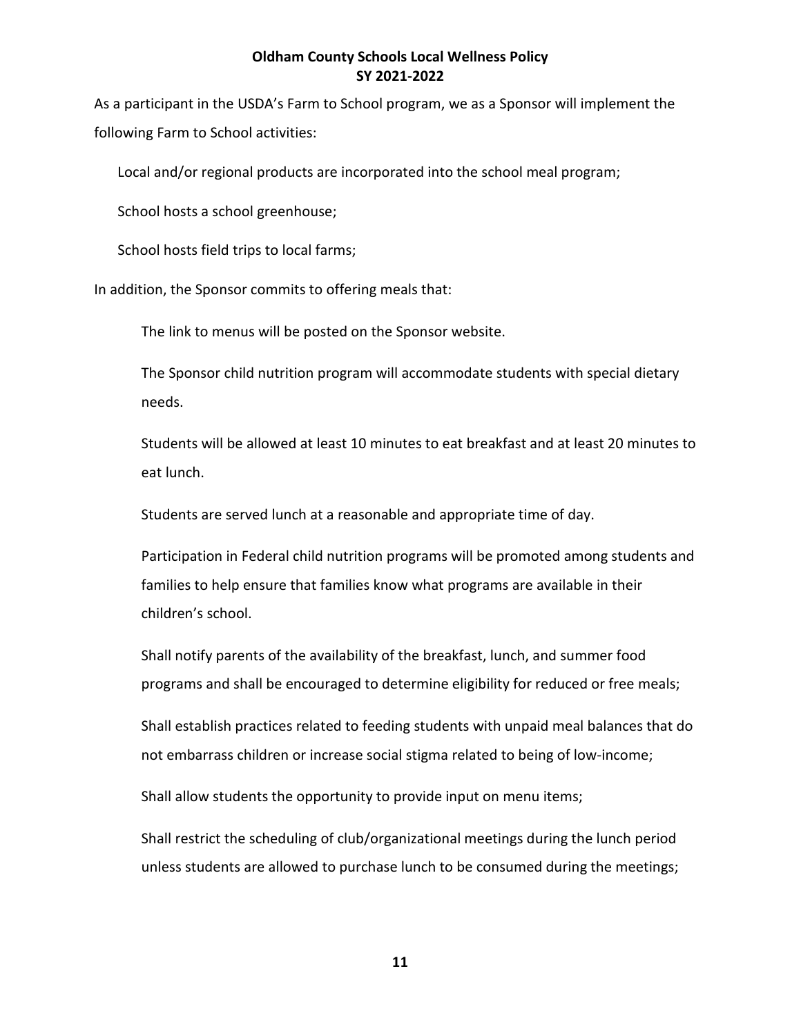As a participant in the USDA's Farm to School program, we as a Sponsor will implement the following Farm to School activities:

Local and/or regional products are incorporated into the school meal program;

School hosts a school greenhouse;

School hosts field trips to local farms;

In addition, the Sponsor commits to offering meals that:

The link to menus will be posted on the Sponsor website.

The Sponsor child nutrition program will accommodate students with special dietary needs.

Students will be allowed at least 10 minutes to eat breakfast and at least 20 minutes to eat lunch.

Students are served lunch at a reasonable and appropriate time of day.

Participation in Federal child nutrition programs will be promoted among students and families to help ensure that families know what programs are available in their children's school.

Shall notify parents of the availability of the breakfast, lunch, and summer food programs and shall be encouraged to determine eligibility for reduced or free meals;

Shall establish practices related to feeding students with unpaid meal balances that do not embarrass children or increase social stigma related to being of low-income;

Shall allow students the opportunity to provide input on menu items;

Shall restrict the scheduling of club/organizational meetings during the lunch period unless students are allowed to purchase lunch to be consumed during the meetings;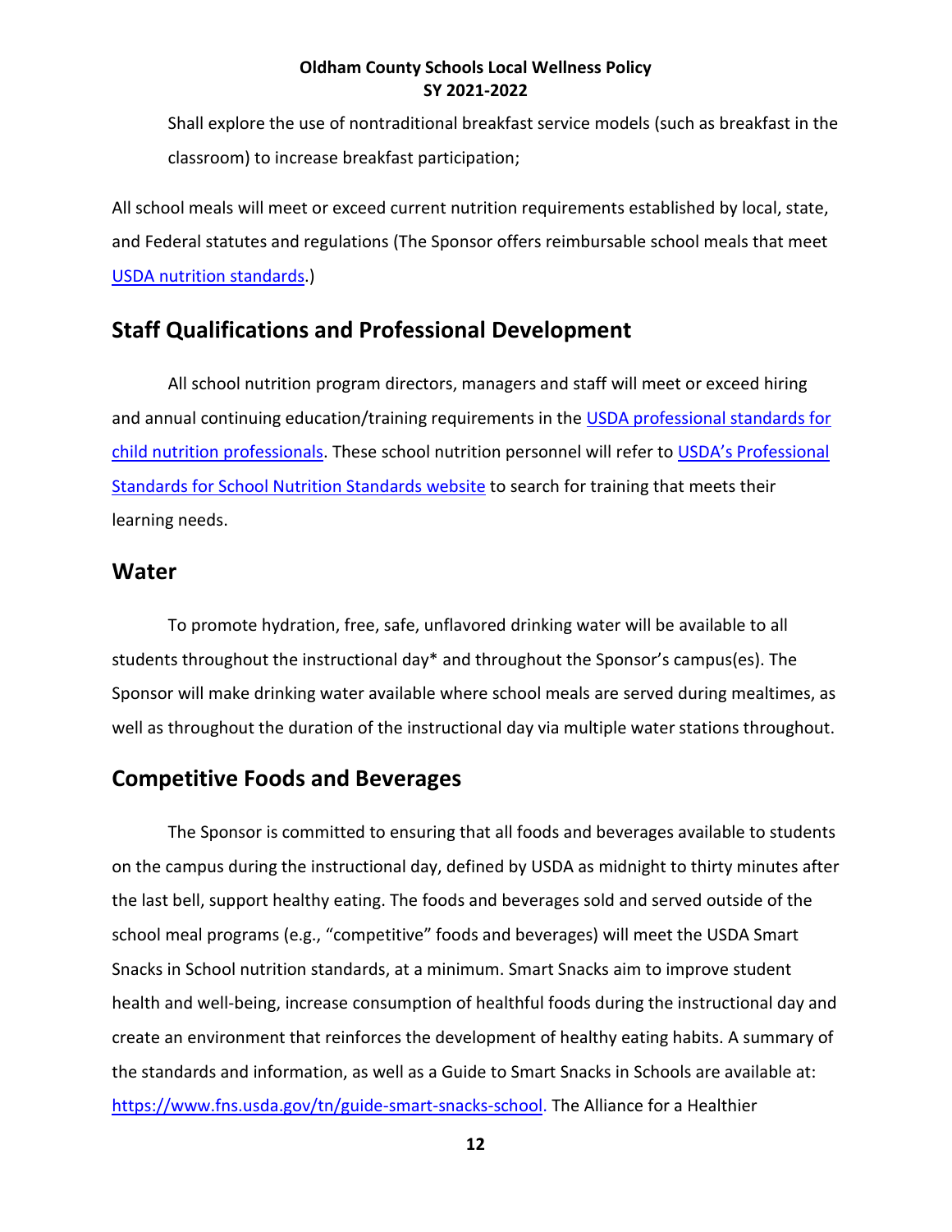Shall explore the use of nontraditional breakfast service models (such as breakfast in the classroom) to increase breakfast participation;

All school meals will meet or exceed current nutrition requirements established by local, state, and Federal statutes and regulations (The Sponsor offers reimbursable school meals that meet [USDA nutrition standards](#).)

## Staff Qualifications and Professional Development

All school nutrition program directors, managers and staff will meet or exceed hiring and annual continuing education/training requirements in the [USDA professional standards for child nutrition professionals](#). These school nutrition personnel will refer to [USDA's Professional Standards for School Nutrition Standards website](#) to search for training that meets their learning needs.

## Water

To promote hydration, free, safe, unflavored drinking water will be available to all students throughout the instructional day* and throughout the Sponsor's campus(es). The Sponsor will make drinking water available where school meals are served during mealtimes, as well as throughout the duration of the instructional day via multiple water stations throughout.

## Competitive Foods and Beverages

The Sponsor is committed to ensuring that all foods and beverages available to students on the campus during the instructional day, defined by USDA as midnight to thirty minutes after the last bell, support healthy eating. The foods and beverages sold and served outside of the school meal programs (e.g., "competitive" foods and beverages) will meet the USDA Smart Snacks in School nutrition standards, at a minimum. Smart Snacks aim to improve student health and well-being, increase consumption of healthful foods during the instructional day and create an environment that reinforces the development of healthy eating habits. A summary of the standards and information, as well as a Guide to Smart Snacks in Schools are available at: https://www.fns.usda.gov/tn/guide-smart-snacks-school. The Alliance for a Healthier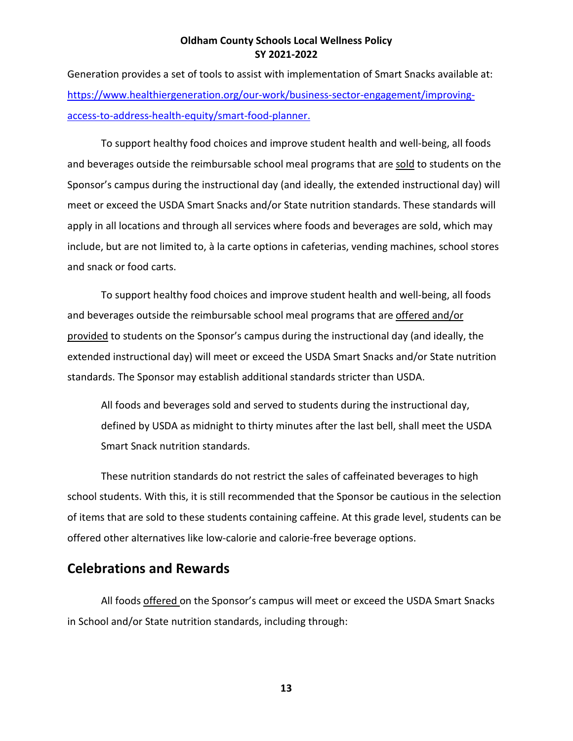Generation provides a set of tools to assist with implementation of Smart Snacks available at: [https://www.healthiergeneration.org/our-work/business-sector-engagement/improving-access-to-address-health-equity/smart-food-planner.](https://www.healthiergeneration.org/our-work/business-sector-engagement/improving-access-to-address-health-equity/smart-food-planner)

To support healthy food choices and improve student health and well-being, all foods and beverages outside the reimbursable school meal programs that are <u>sold</u> to students on the Sponsor's campus during the instructional day (and ideally, the extended instructional day) will meet or exceed the USDA Smart Snacks and/or State nutrition standards. These standards will apply in all locations and through all services where foods and beverages are sold, which may include, but are not limited to, à la carte options in cafeterias, vending machines, school stores and snack or food carts.

To support healthy food choices and improve student health and well-being, all foods and beverages outside the reimbursable school meal programs that are <u>offered and/or provided</u> to students on the Sponsor's campus during the instructional day (and ideally, the extended instructional day) will meet or exceed the USDA Smart Snacks and/or State nutrition standards. The Sponsor may establish additional standards stricter than USDA.

> All foods and beverages sold and served to students during the instructional day, defined by USDA as midnight to thirty minutes after the last bell, shall meet the USDA Smart Snack nutrition standards.

These nutrition standards do not restrict the sales of caffeinated beverages to high school students. With this, it is still recommended that the Sponsor be cautious in the selection of items that are sold to these students containing caffeine. At this grade level, students can be offered other alternatives like low-calorie and calorie-free beverage options.

## Celebrations and Rewards

All foods <u>offered</u> on the Sponsor's campus will meet or exceed the USDA Smart Snacks in School and/or State nutrition standards, including through: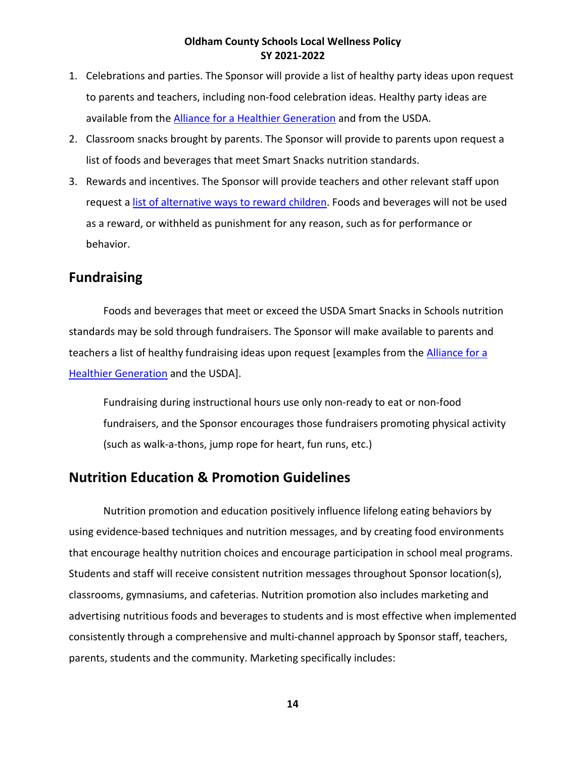1. Celebrations and parties. The Sponsor will provide a list of healthy party ideas upon request to parents and teachers, including non-food celebration ideas. Healthy party ideas are available from the Alliance for a Healthier Generation and from the USDA.
2. Classroom snacks brought by parents. The Sponsor will provide to parents upon request a list of foods and beverages that meet Smart Snacks nutrition standards.
3. Rewards and incentives. The Sponsor will provide teachers and other relevant staff upon request a list of alternative ways to reward children. Foods and beverages will not be used as a reward, or withheld as punishment for any reason, such as for performance or behavior.

## Fundraising

Foods and beverages that meet or exceed the USDA Smart Snacks in Schools nutrition standards may be sold through fundraisers. The Sponsor will make available to parents and teachers a list of healthy fundraising ideas upon request [examples from the Alliance for a Healthier Generation and the USDA].

Fundraising during instructional hours use only non-ready to eat or non-food fundraisers, and the Sponsor encourages those fundraisers promoting physical activity (such as walk-a-thons, jump rope for heart, fun runs, etc.)

## Nutrition Education & Promotion Guidelines

Nutrition promotion and education positively influence lifelong eating behaviors by using evidence-based techniques and nutrition messages, and by creating food environments that encourage healthy nutrition choices and encourage participation in school meal programs. Students and staff will receive consistent nutrition messages throughout Sponsor location(s), classrooms, gymnasiums, and cafeterias. Nutrition promotion also includes marketing and advertising nutritious foods and beverages to students and is most effective when implemented consistently through a comprehensive and multi-channel approach by Sponsor staff, teachers, parents, students and the community. Marketing specifically includes: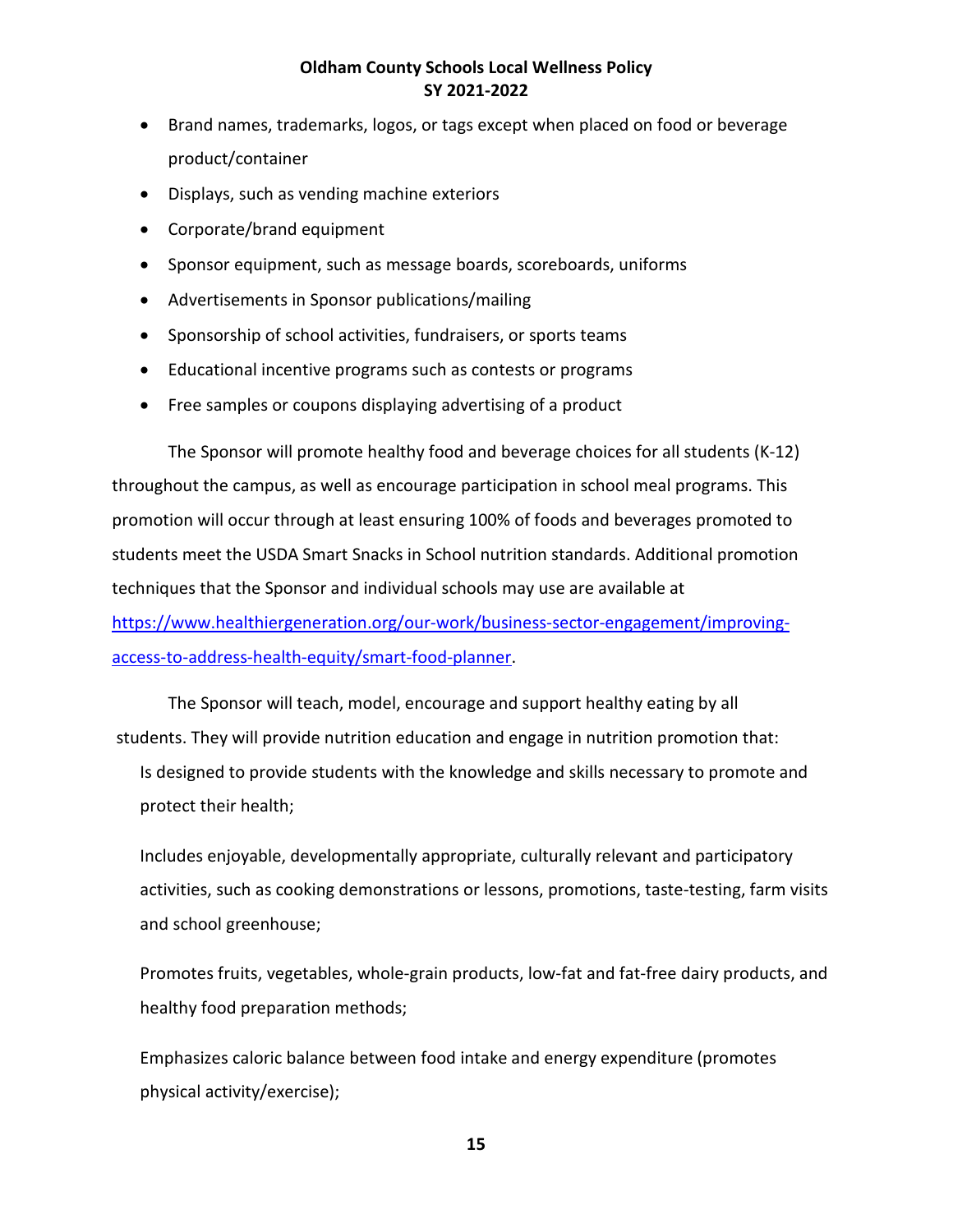- Brand names, trademarks, logos, or tags except when placed on food or beverage product/container
- Displays, such as vending machine exteriors
- Corporate/brand equipment
- Sponsor equipment, such as message boards, scoreboards, uniforms
- Advertisements in Sponsor publications/mailing
- Sponsorship of school activities, fundraisers, or sports teams
- Educational incentive programs such as contests or programs
- Free samples or coupons displaying advertising of a product

The Sponsor will promote healthy food and beverage choices for all students (K-12) throughout the campus, as well as encourage participation in school meal programs. This promotion will occur through at least ensuring 100% of foods and beverages promoted to students meet the USDA Smart Snacks in School nutrition standards. Additional promotion techniques that the Sponsor and individual schools may use are available at [https://www.healthiergeneration.org/our-work/business-sector-engagement/improving-access-to-address-health-equity/smart-food-planner](https://www.healthiergeneration.org/our-work/business-sector-engagement/improving-access-to-address-health-equity/smart-food-planner).

The Sponsor will teach, model, encourage and support healthy eating by all students. They will provide nutrition education and engage in nutrition promotion that:

Is designed to provide students with the knowledge and skills necessary to promote and protect their health;

Includes enjoyable, developmentally appropriate, culturally relevant and participatory activities, such as cooking demonstrations or lessons, promotions, taste-testing, farm visits and school greenhouse;

Promotes fruits, vegetables, whole-grain products, low-fat and fat-free dairy products, and healthy food preparation methods;

Emphasizes caloric balance between food intake and energy expenditure (promotes physical activity/exercise);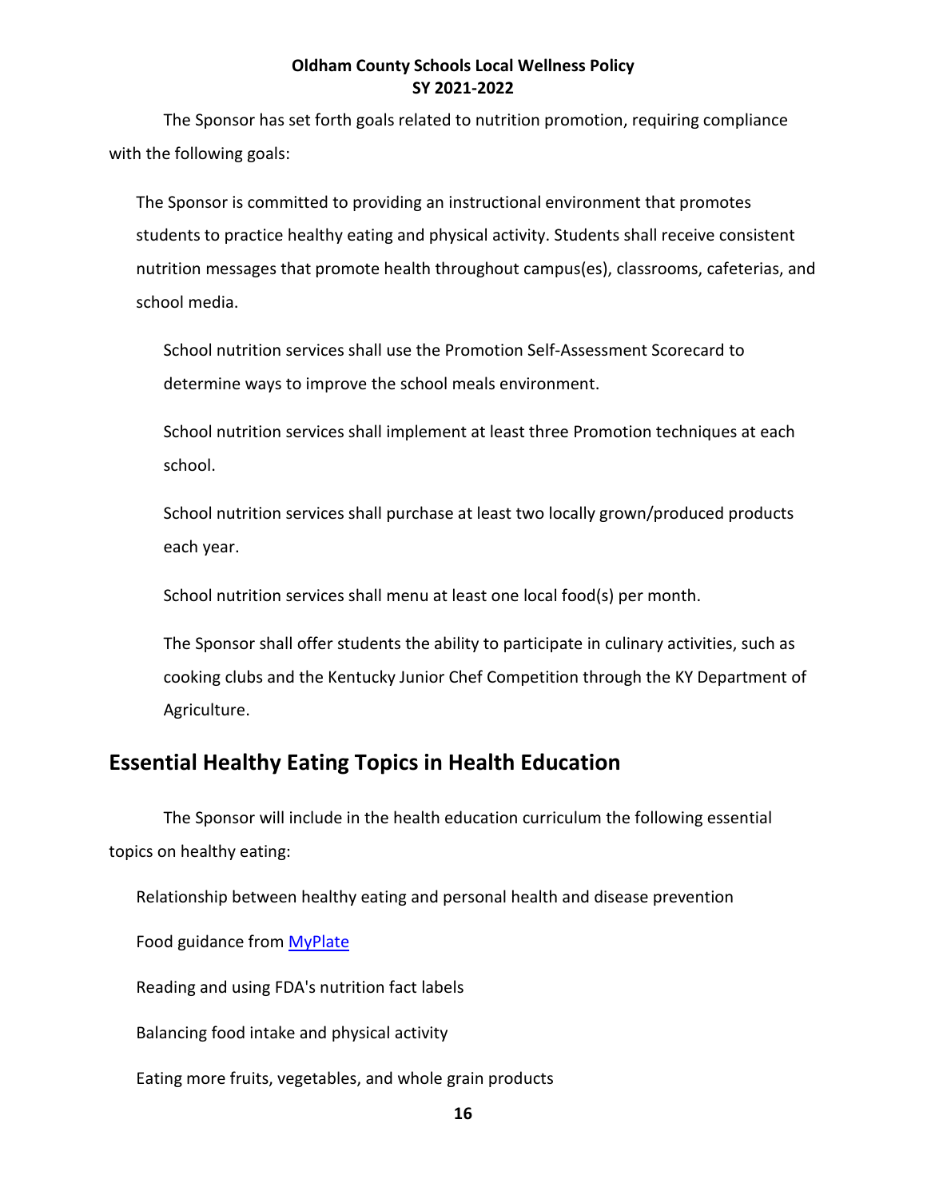The Sponsor has set forth goals related to nutrition promotion, requiring compliance with the following goals:

The Sponsor is committed to providing an instructional environment that promotes students to practice healthy eating and physical activity. Students shall receive consistent nutrition messages that promote health throughout campus(es), classrooms, cafeterias, and school media.

School nutrition services shall use the Promotion Self-Assessment Scorecard to determine ways to improve the school meals environment.

School nutrition services shall implement at least three Promotion techniques at each school.

School nutrition services shall purchase at least two locally grown/produced products each year.

School nutrition services shall menu at least one local food(s) per month.

The Sponsor shall offer students the ability to participate in culinary activities, such as cooking clubs and the Kentucky Junior Chef Competition through the KY Department of Agriculture.

## Essential Healthy Eating Topics in Health Education

The Sponsor will include in the health education curriculum the following essential topics on healthy eating:

Relationship between healthy eating and personal health and disease prevention

Food guidance from MyPlate

Reading and using FDA's nutrition fact labels

Balancing food intake and physical activity

Eating more fruits, vegetables, and whole grain products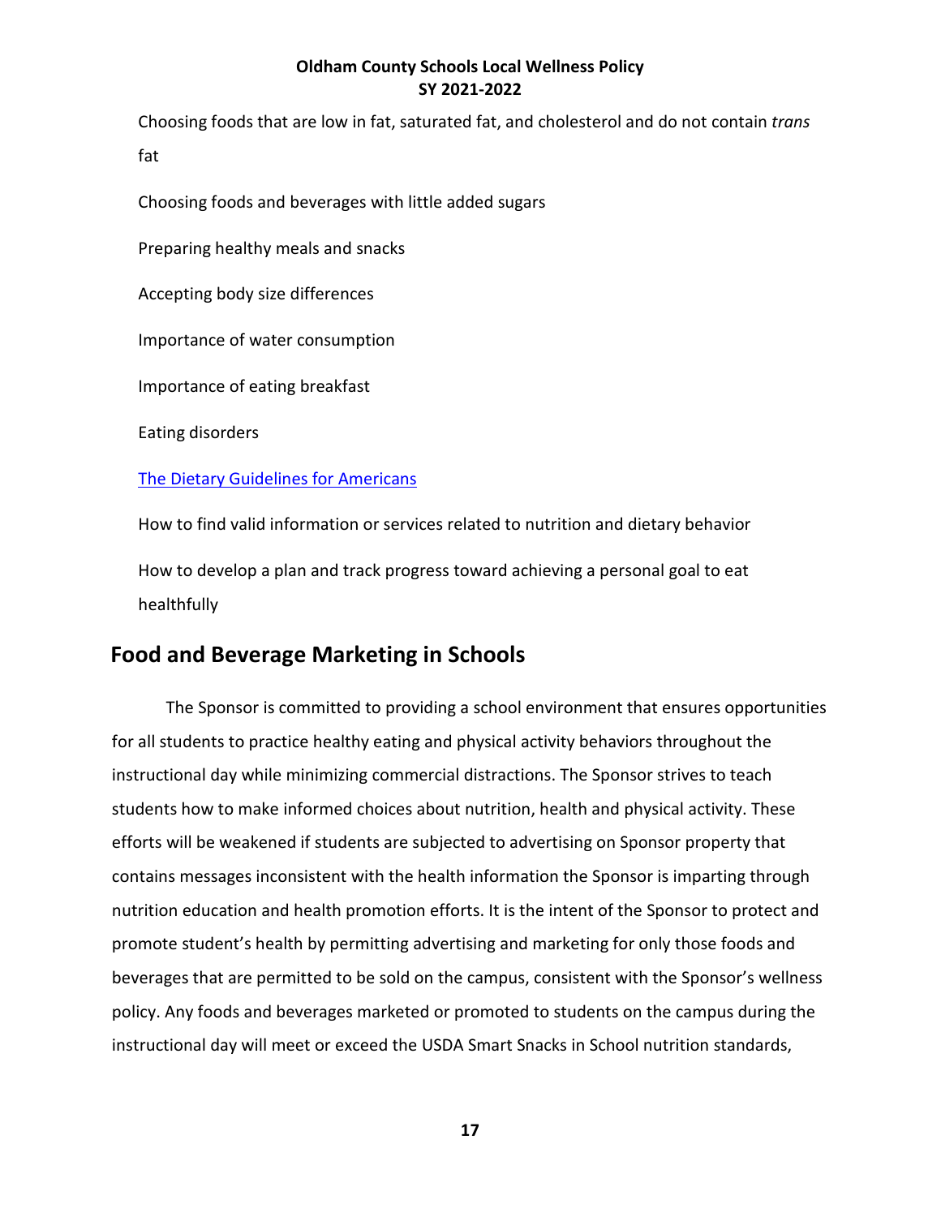Choosing foods that are low in fat, saturated fat, and cholesterol and do not contain *trans* fat

Choosing foods and beverages with little added sugars

Preparing healthy meals and snacks

Accepting body size differences

Importance of water consumption

Importance of eating breakfast

Eating disorders

The Dietary Guidelines for Americans

How to find valid information or services related to nutrition and dietary behavior

How to develop a plan and track progress toward achieving a personal goal to eat healthfully

## Food and Beverage Marketing in Schools

The Sponsor is committed to providing a school environment that ensures opportunities for all students to practice healthy eating and physical activity behaviors throughout the instructional day while minimizing commercial distractions. The Sponsor strives to teach students how to make informed choices about nutrition, health and physical activity. These efforts will be weakened if students are subjected to advertising on Sponsor property that contains messages inconsistent with the health information the Sponsor is imparting through nutrition education and health promotion efforts. It is the intent of the Sponsor to protect and promote student's health by permitting advertising and marketing for only those foods and beverages that are permitted to be sold on the campus, consistent with the Sponsor's wellness policy. Any foods and beverages marketed or promoted to students on the campus during the instructional day will meet or exceed the USDA Smart Snacks in School nutrition standards,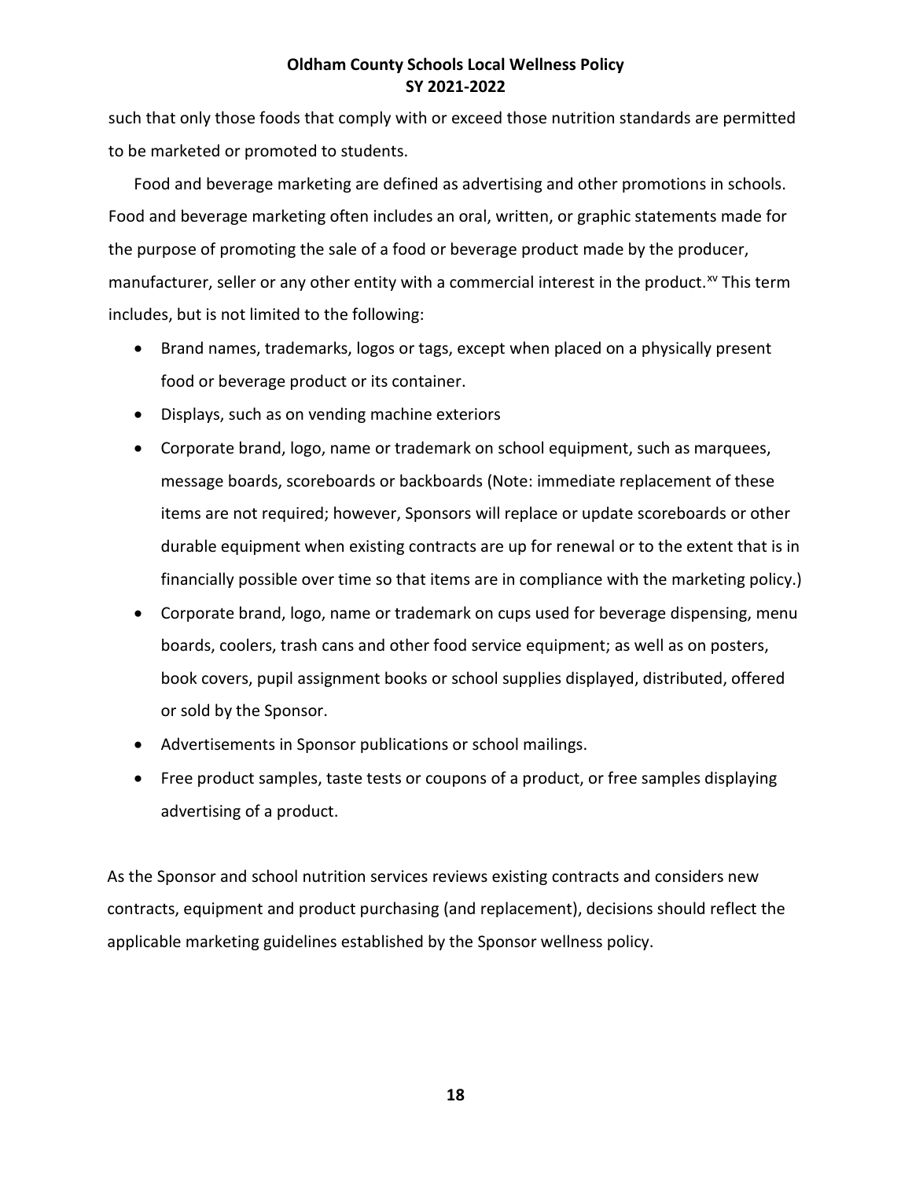such that only those foods that comply with or exceed those nutrition standards are permitted to be marketed or promoted to students.

Food and beverage marketing are defined as advertising and other promotions in schools. Food and beverage marketing often includes an oral, written, or graphic statements made for the purpose of promoting the sale of a food or beverage product made by the producer, manufacturer, seller or any other entity with a commercial interest in the product.[xv] This term includes, but is not limited to the following:

- Brand names, trademarks, logos or tags, except when placed on a physically present food or beverage product or its container.
- Displays, such as on vending machine exteriors
- Corporate brand, logo, name or trademark on school equipment, such as marquees, message boards, scoreboards or backboards (Note: immediate replacement of these items are not required; however, Sponsors will replace or update scoreboards or other durable equipment when existing contracts are up for renewal or to the extent that is in financially possible over time so that items are in compliance with the marketing policy.)
- Corporate brand, logo, name or trademark on cups used for beverage dispensing, menu boards, coolers, trash cans and other food service equipment; as well as on posters, book covers, pupil assignment books or school supplies displayed, distributed, offered or sold by the Sponsor.
- Advertisements in Sponsor publications or school mailings.
- Free product samples, taste tests or coupons of a product, or free samples displaying advertising of a product.

As the Sponsor and school nutrition services reviews existing contracts and considers new contracts, equipment and product purchasing (and replacement), decisions should reflect the applicable marketing guidelines established by the Sponsor wellness policy.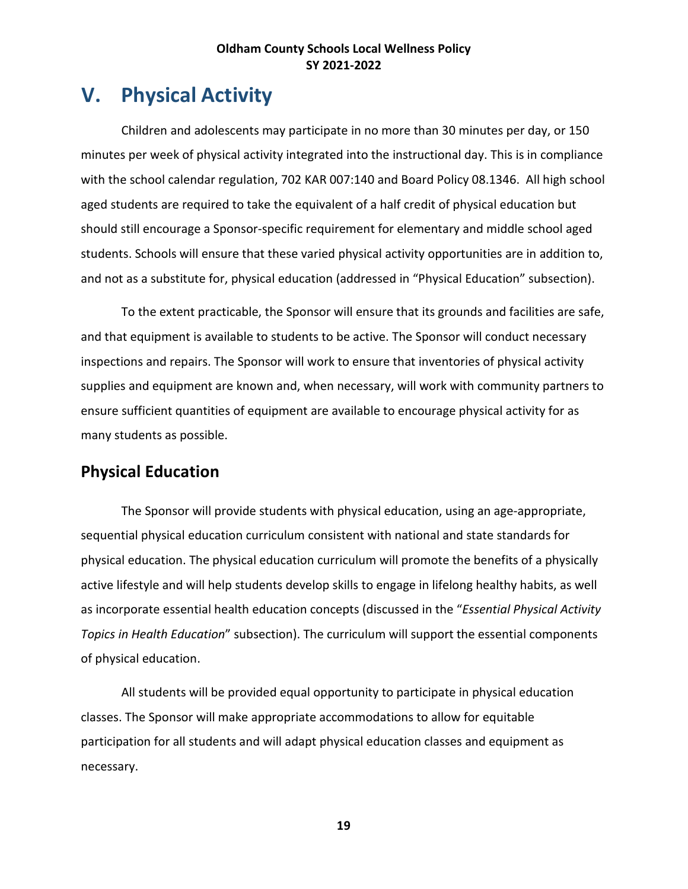# V. Physical Activity

Children and adolescents may participate in no more than 30 minutes per day, or 150 minutes per week of physical activity integrated into the instructional day. This is in compliance with the school calendar regulation, 702 KAR 007:140 and Board Policy 08.1346. All high school aged students are required to take the equivalent of a half credit of physical education but should still encourage a Sponsor-specific requirement for elementary and middle school aged students. Schools will ensure that these varied physical activity opportunities are in addition to, and not as a substitute for, physical education (addressed in "Physical Education" subsection).

To the extent practicable, the Sponsor will ensure that its grounds and facilities are safe, and that equipment is available to students to be active. The Sponsor will conduct necessary inspections and repairs. The Sponsor will work to ensure that inventories of physical activity supplies and equipment are known and, when necessary, will work with community partners to ensure sufficient quantities of equipment are available to encourage physical activity for as many students as possible.

## Physical Education

The Sponsor will provide students with physical education, using an age-appropriate, sequential physical education curriculum consistent with national and state standards for physical education. The physical education curriculum will promote the benefits of a physically active lifestyle and will help students develop skills to engage in lifelong healthy habits, as well as incorporate essential health education concepts (discussed in the "*Essential Physical Activity Topics in Health Education*" subsection). The curriculum will support the essential components of physical education.

All students will be provided equal opportunity to participate in physical education classes. The Sponsor will make appropriate accommodations to allow for equitable participation for all students and will adapt physical education classes and equipment as necessary.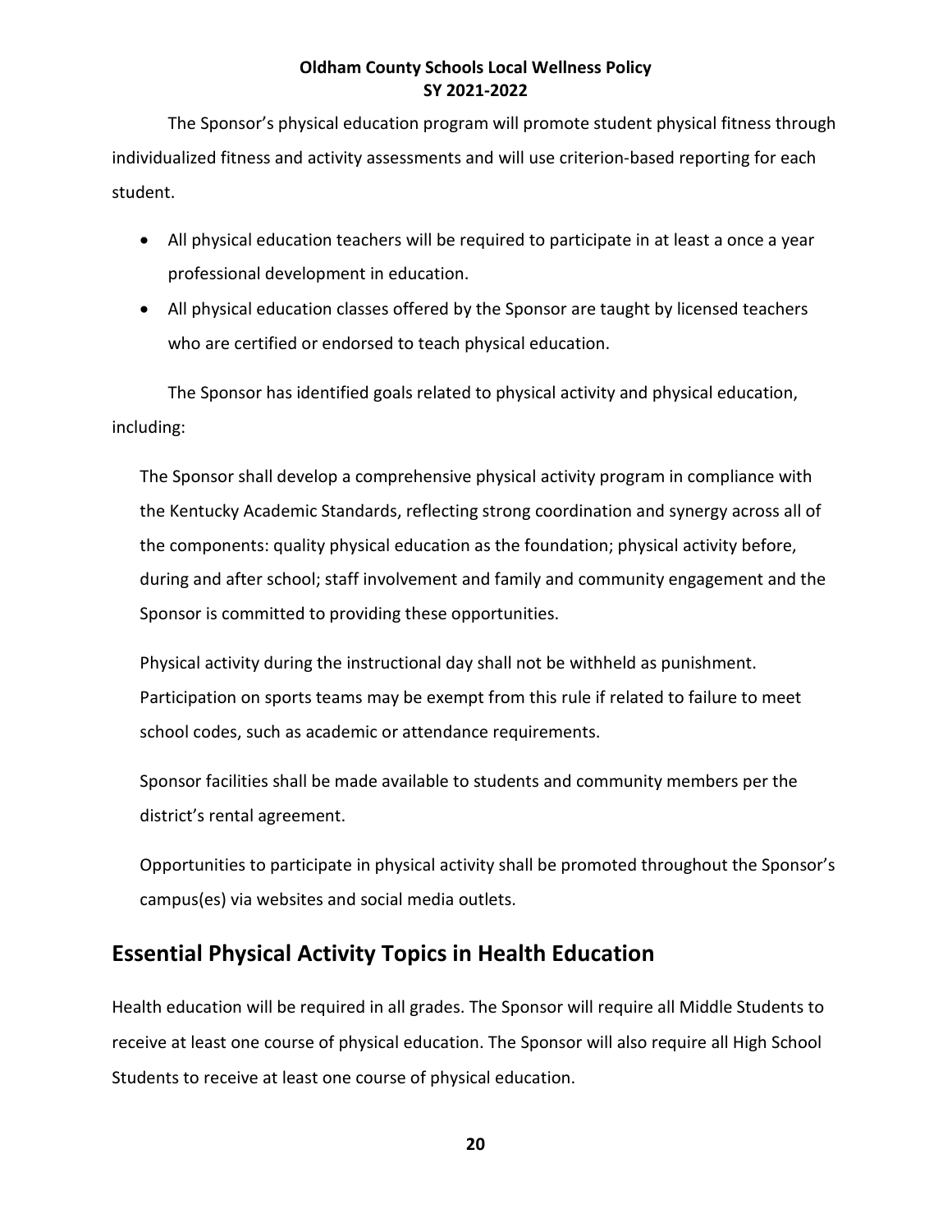The Sponsor's physical education program will promote student physical fitness through individualized fitness and activity assessments and will use criterion-based reporting for each student.

- All physical education teachers will be required to participate in at least a once a year professional development in education.
- All physical education classes offered by the Sponsor are taught by licensed teachers who are certified or endorsed to teach physical education.

The Sponsor has identified goals related to physical activity and physical education, including:

The Sponsor shall develop a comprehensive physical activity program in compliance with the Kentucky Academic Standards, reflecting strong coordination and synergy across all of the components: quality physical education as the foundation; physical activity before, during and after school; staff involvement and family and community engagement and the Sponsor is committed to providing these opportunities.

Physical activity during the instructional day shall not be withheld as punishment. Participation on sports teams may be exempt from this rule if related to failure to meet school codes, such as academic or attendance requirements.

Sponsor facilities shall be made available to students and community members per the district's rental agreement.

Opportunities to participate in physical activity shall be promoted throughout the Sponsor's campus(es) via websites and social media outlets.

## Essential Physical Activity Topics in Health Education

Health education will be required in all grades. The Sponsor will require all Middle Students to receive at least one course of physical education. The Sponsor will also require all High School Students to receive at least one course of physical education.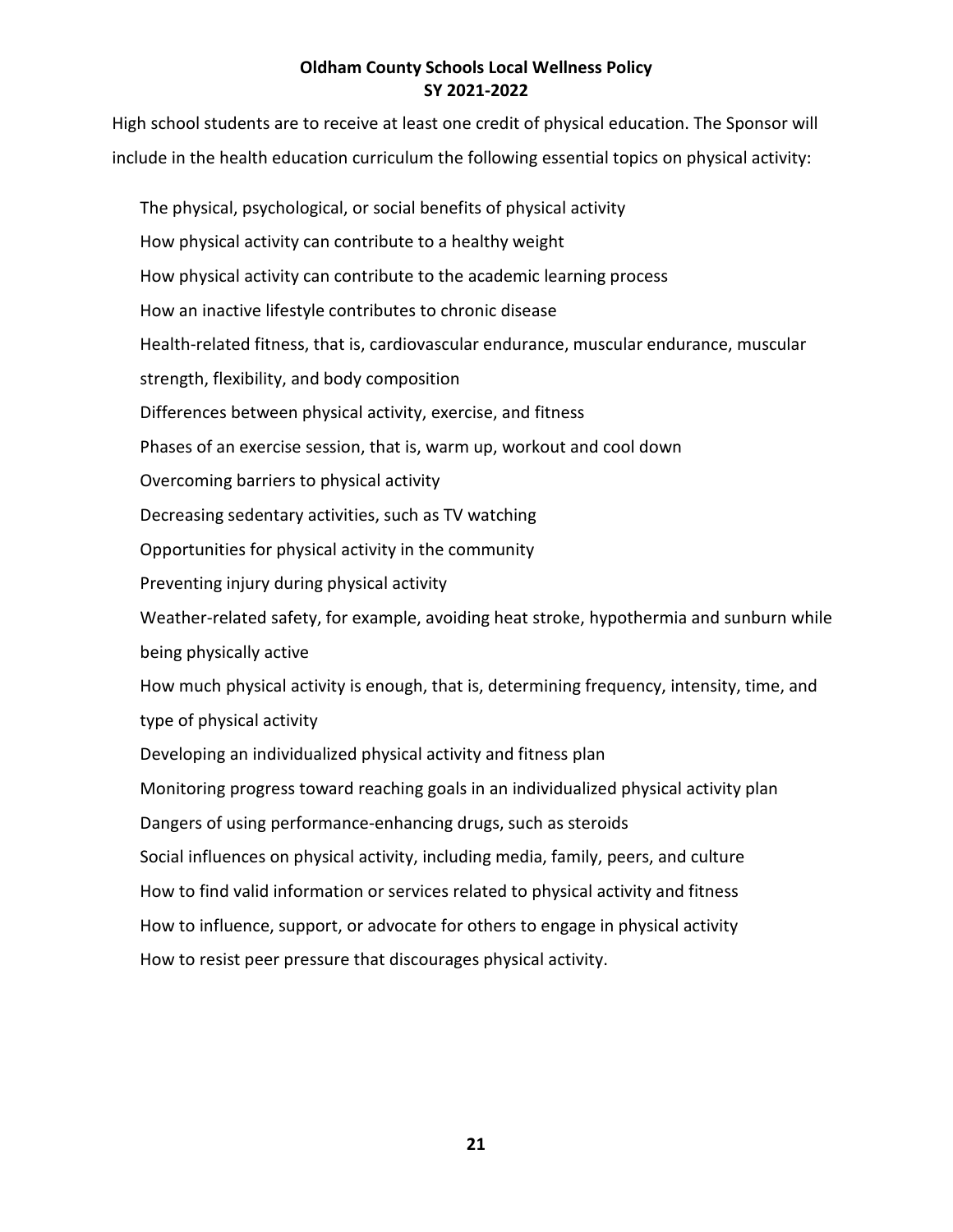High school students are to receive at least one credit of physical education. The Sponsor will include in the health education curriculum the following essential topics on physical activity:

- The physical, psychological, or social benefits of physical activity
- How physical activity can contribute to a healthy weight
- How physical activity can contribute to the academic learning process
- How an inactive lifestyle contributes to chronic disease
- Health-related fitness, that is, cardiovascular endurance, muscular endurance, muscular strength, flexibility, and body composition
- Differences between physical activity, exercise, and fitness
- Phases of an exercise session, that is, warm up, workout and cool down
- Overcoming barriers to physical activity
- Decreasing sedentary activities, such as TV watching
- Opportunities for physical activity in the community
- Preventing injury during physical activity
- Weather-related safety, for example, avoiding heat stroke, hypothermia and sunburn while being physically active
- How much physical activity is enough, that is, determining frequency, intensity, time, and type of physical activity
- Developing an individualized physical activity and fitness plan
- Monitoring progress toward reaching goals in an individualized physical activity plan
- Dangers of using performance-enhancing drugs, such as steroids
- Social influences on physical activity, including media, family, peers, and culture
- How to find valid information or services related to physical activity and fitness
- How to influence, support, or advocate for others to engage in physical activity
- How to resist peer pressure that discourages physical activity.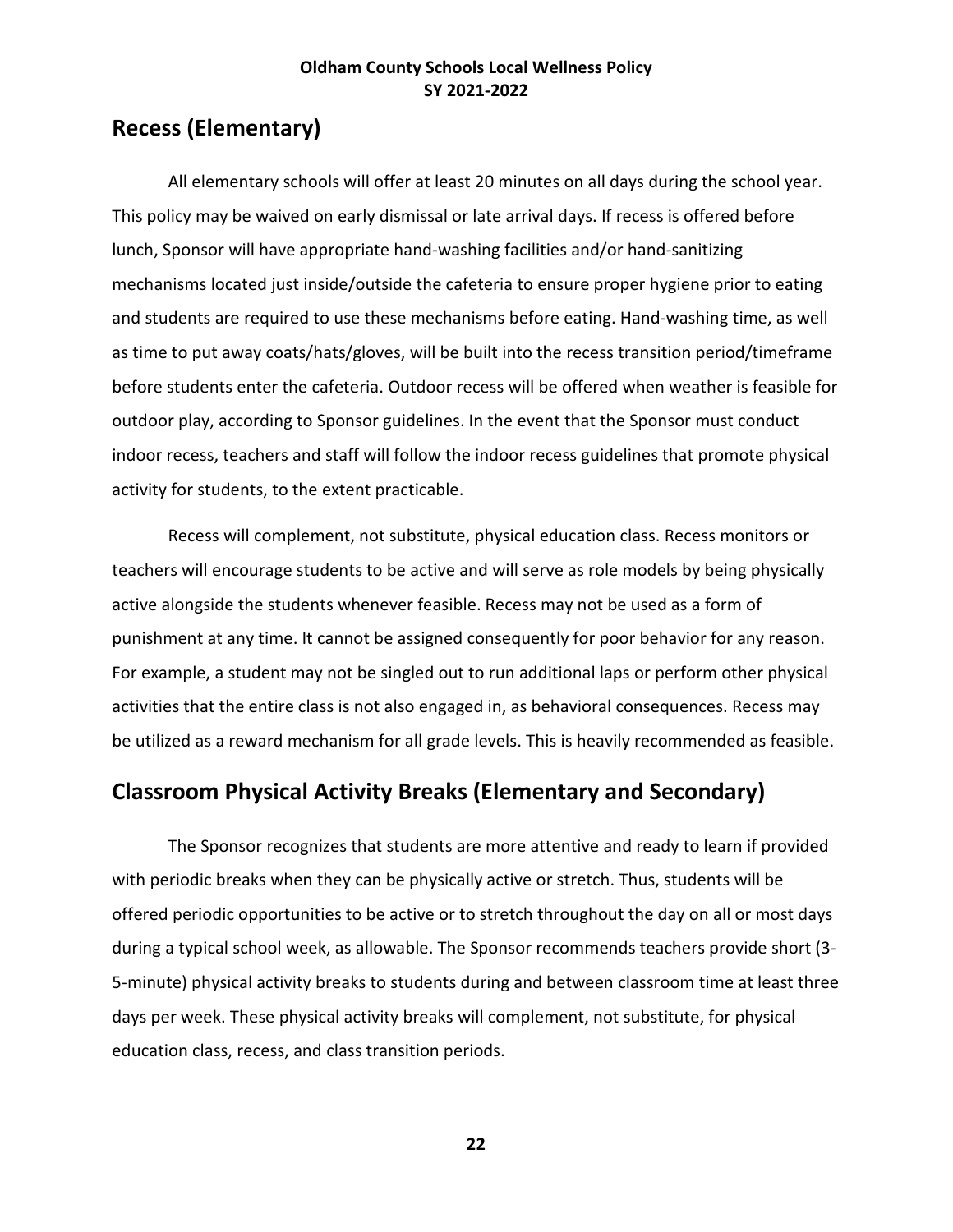## Recess (Elementary)

All elementary schools will offer at least 20 minutes on all days during the school year. This policy may be waived on early dismissal or late arrival days. If recess is offered before lunch, Sponsor will have appropriate hand-washing facilities and/or hand-sanitizing mechanisms located just inside/outside the cafeteria to ensure proper hygiene prior to eating and students are required to use these mechanisms before eating. Hand-washing time, as well as time to put away coats/hats/gloves, will be built into the recess transition period/timeframe before students enter the cafeteria. Outdoor recess will be offered when weather is feasible for outdoor play, according to Sponsor guidelines. In the event that the Sponsor must conduct indoor recess, teachers and staff will follow the indoor recess guidelines that promote physical activity for students, to the extent practicable.

Recess will complement, not substitute, physical education class. Recess monitors or teachers will encourage students to be active and will serve as role models by being physically active alongside the students whenever feasible. Recess may not be used as a form of punishment at any time. It cannot be assigned consequently for poor behavior for any reason. For example, a student may not be singled out to run additional laps or perform other physical activities that the entire class is not also engaged in, as behavioral consequences. Recess may be utilized as a reward mechanism for all grade levels. This is heavily recommended as feasible.

## Classroom Physical Activity Breaks (Elementary and Secondary)

The Sponsor recognizes that students are more attentive and ready to learn if provided with periodic breaks when they can be physically active or stretch. Thus, students will be offered periodic opportunities to be active or to stretch throughout the day on all or most days during a typical school week, as allowable. The Sponsor recommends teachers provide short (3-5-minute) physical activity breaks to students during and between classroom time at least three days per week. These physical activity breaks will complement, not substitute, for physical education class, recess, and class transition periods.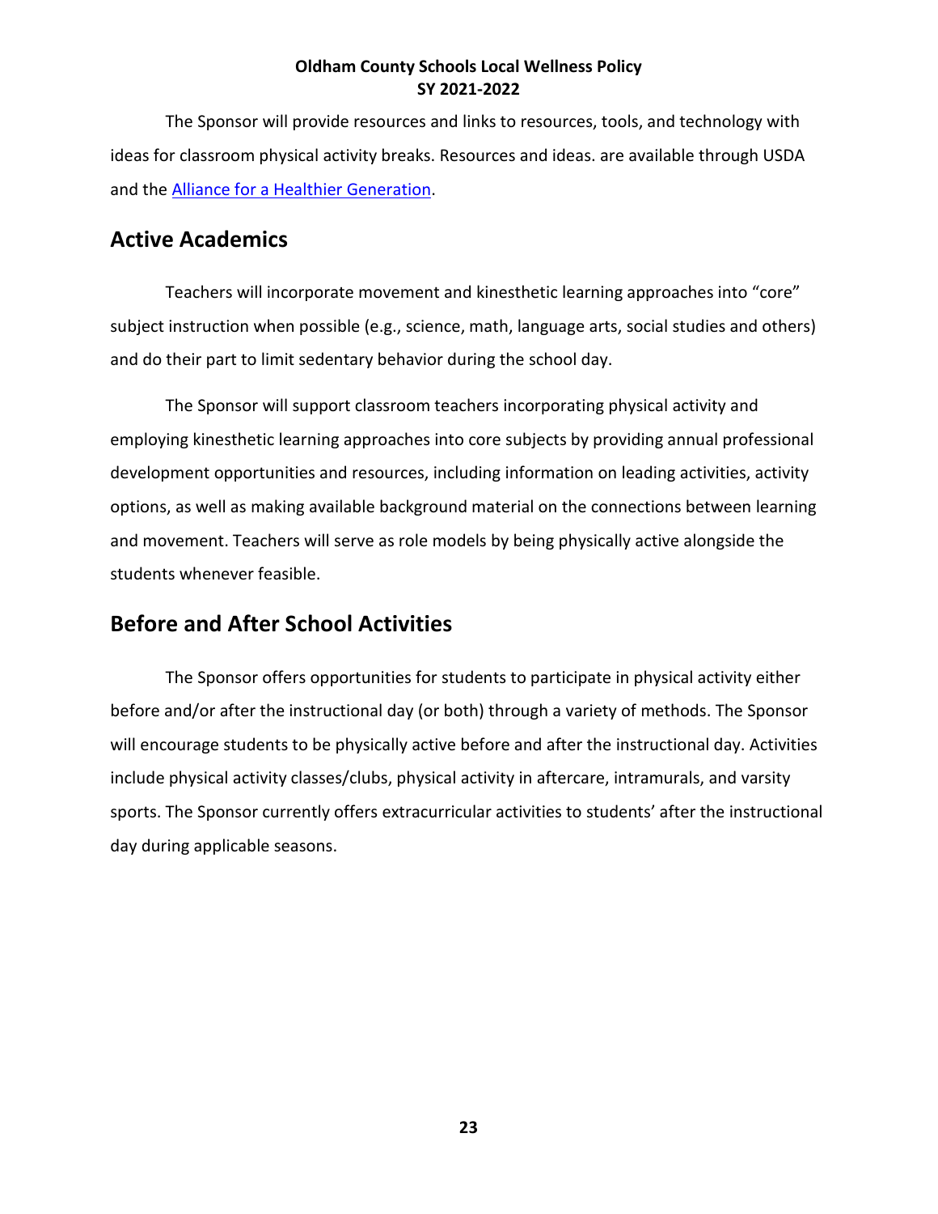The Sponsor will provide resources and links to resources, tools, and technology with ideas for classroom physical activity breaks. Resources and ideas. are available through USDA and the [Alliance for a Healthier Generation](#).

## Active Academics

Teachers will incorporate movement and kinesthetic learning approaches into "core" subject instruction when possible (e.g., science, math, language arts, social studies and others) and do their part to limit sedentary behavior during the school day.

The Sponsor will support classroom teachers incorporating physical activity and employing kinesthetic learning approaches into core subjects by providing annual professional development opportunities and resources, including information on leading activities, activity options, as well as making available background material on the connections between learning and movement. Teachers will serve as role models by being physically active alongside the students whenever feasible.

## Before and After School Activities

The Sponsor offers opportunities for students to participate in physical activity either before and/or after the instructional day (or both) through a variety of methods. The Sponsor will encourage students to be physically active before and after the instructional day. Activities include physical activity classes/clubs, physical activity in aftercare, intramurals, and varsity sports. The Sponsor currently offers extracurricular activities to students' after the instructional day during applicable seasons.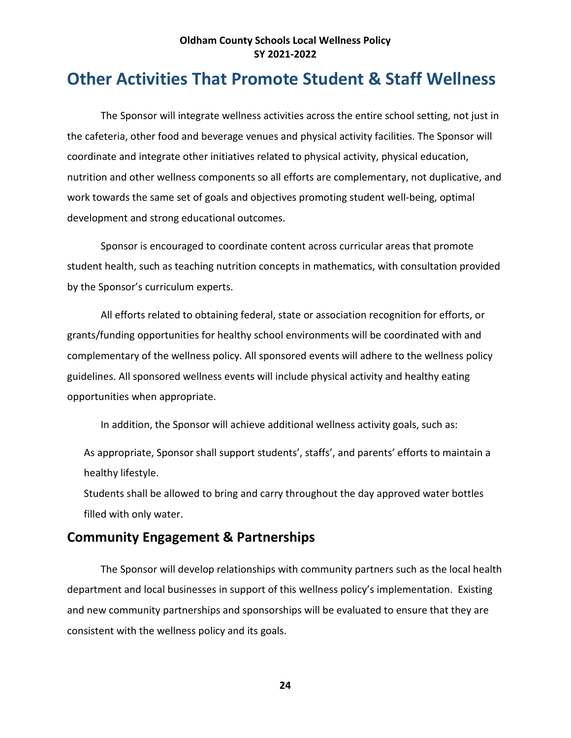# Other Activities That Promote Student & Staff Wellness

The Sponsor will integrate wellness activities across the entire school setting, not just in the cafeteria, other food and beverage venues and physical activity facilities. The Sponsor will coordinate and integrate other initiatives related to physical activity, physical education, nutrition and other wellness components so all efforts are complementary, not duplicative, and work towards the same set of goals and objectives promoting student well-being, optimal development and strong educational outcomes.

Sponsor is encouraged to coordinate content across curricular areas that promote student health, such as teaching nutrition concepts in mathematics, with consultation provided by the Sponsor's curriculum experts.

All efforts related to obtaining federal, state or association recognition for efforts, or grants/funding opportunities for healthy school environments will be coordinated with and complementary of the wellness policy. All sponsored events will adhere to the wellness policy guidelines. All sponsored wellness events will include physical activity and healthy eating opportunities when appropriate.

In addition, the Sponsor will achieve additional wellness activity goals, such as:

As appropriate, Sponsor shall support students', staffs', and parents' efforts to maintain a healthy lifestyle.

Students shall be allowed to bring and carry throughout the day approved water bottles filled with only water.

## Community Engagement & Partnerships

The Sponsor will develop relationships with community partners such as the local health department and local businesses in support of this wellness policy's implementation. Existing and new community partnerships and sponsorships will be evaluated to ensure that they are consistent with the wellness policy and its goals.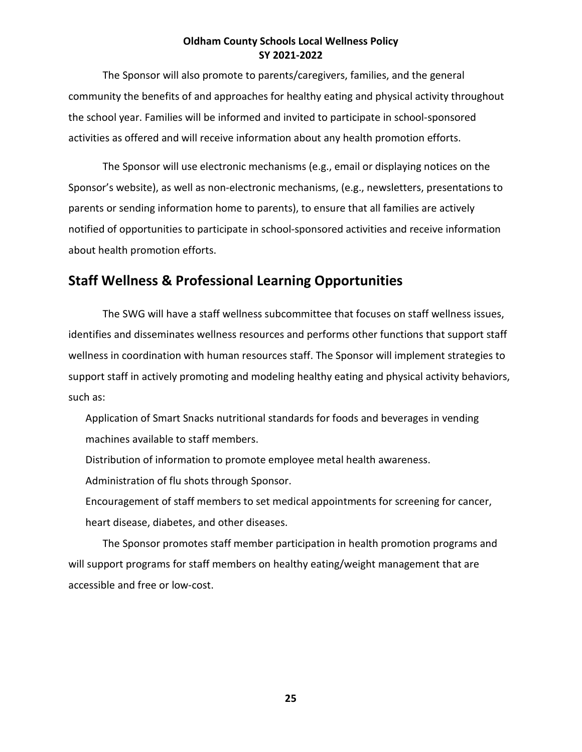The Sponsor will also promote to parents/caregivers, families, and the general community the benefits of and approaches for healthy eating and physical activity throughout the school year. Families will be informed and invited to participate in school-sponsored activities as offered and will receive information about any health promotion efforts.

The Sponsor will use electronic mechanisms (e.g., email or displaying notices on the Sponsor's website), as well as non-electronic mechanisms, (e.g., newsletters, presentations to parents or sending information home to parents), to ensure that all families are actively notified of opportunities to participate in school-sponsored activities and receive information about health promotion efforts.

## Staff Wellness & Professional Learning Opportunities

The SWG will have a staff wellness subcommittee that focuses on staff wellness issues, identifies and disseminates wellness resources and performs other functions that support staff wellness in coordination with human resources staff. The Sponsor will implement strategies to support staff in actively promoting and modeling healthy eating and physical activity behaviors, such as:

- Application of Smart Snacks nutritional standards for foods and beverages in vending machines available to staff members.
- Distribution of information to promote employee metal health awareness.
- Administration of flu shots through Sponsor.
- Encouragement of staff members to set medical appointments for screening for cancer, heart disease, diabetes, and other diseases.

The Sponsor promotes staff member participation in health promotion programs and will support programs for staff members on healthy eating/weight management that are accessible and free or low-cost.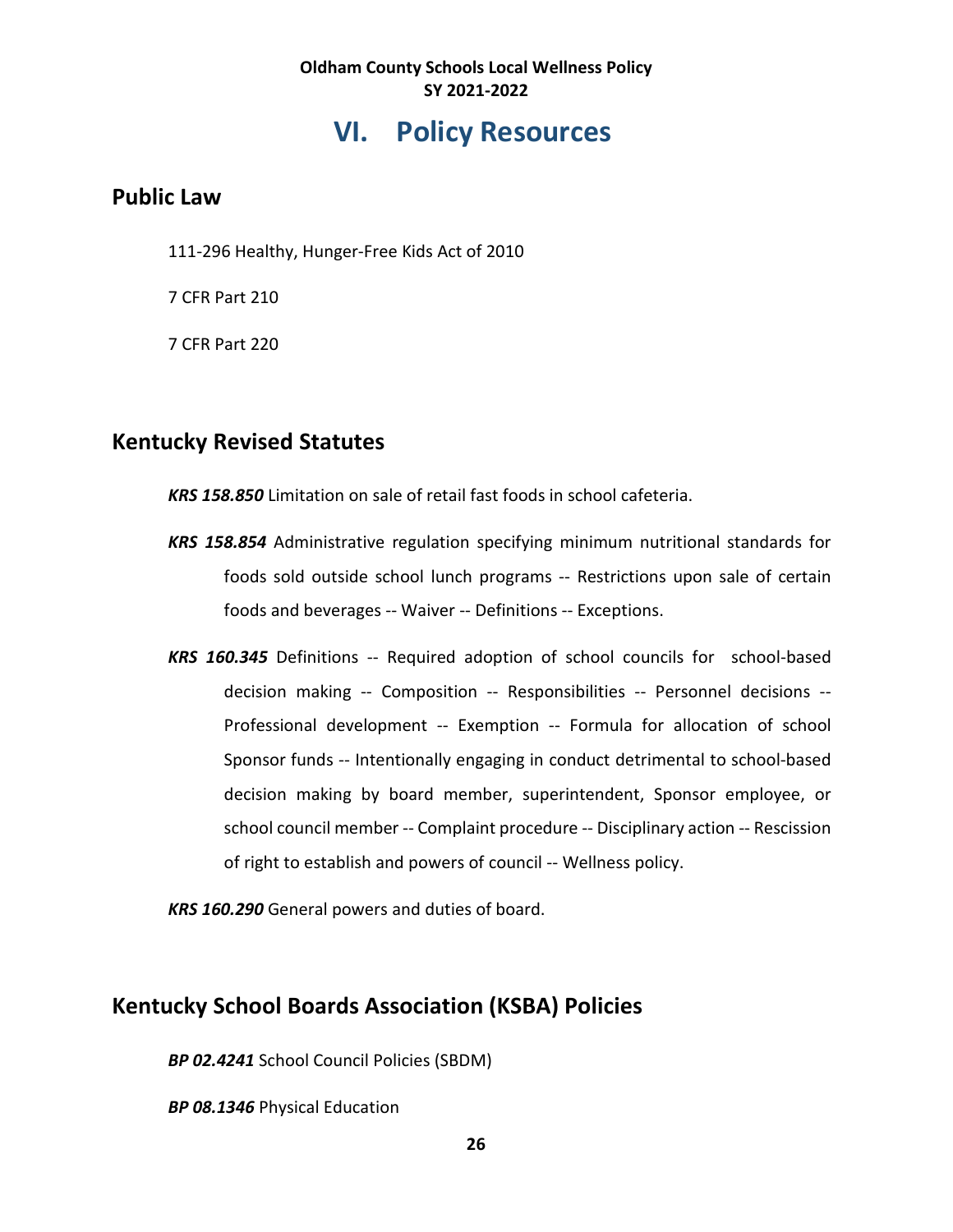# VI. Policy Resources

## Public Law

111-296 Healthy, Hunger-Free Kids Act of 2010

7 CFR Part 210

7 CFR Part 220

## Kentucky Revised Statutes

***KRS 158.850*** Limitation on sale of retail fast foods in school cafeteria.

***KRS 158.854*** Administrative regulation specifying minimum nutritional standards for foods sold outside school lunch programs -- Restrictions upon sale of certain foods and beverages -- Waiver -- Definitions -- Exceptions.

***KRS 160.345*** Definitions -- Required adoption of school councils for school-based decision making -- Composition -- Responsibilities -- Personnel decisions -- Professional development -- Exemption -- Formula for allocation of school Sponsor funds -- Intentionally engaging in conduct detrimental to school-based decision making by board member, superintendent, Sponsor employee, or school council member -- Complaint procedure -- Disciplinary action -- Rescission of right to establish and powers of council -- Wellness policy.

***KRS 160.290*** General powers and duties of board.

## Kentucky School Boards Association (KSBA) Policies

***BP 02.4241*** School Council Policies (SBDM)

***BP 08.1346*** Physical Education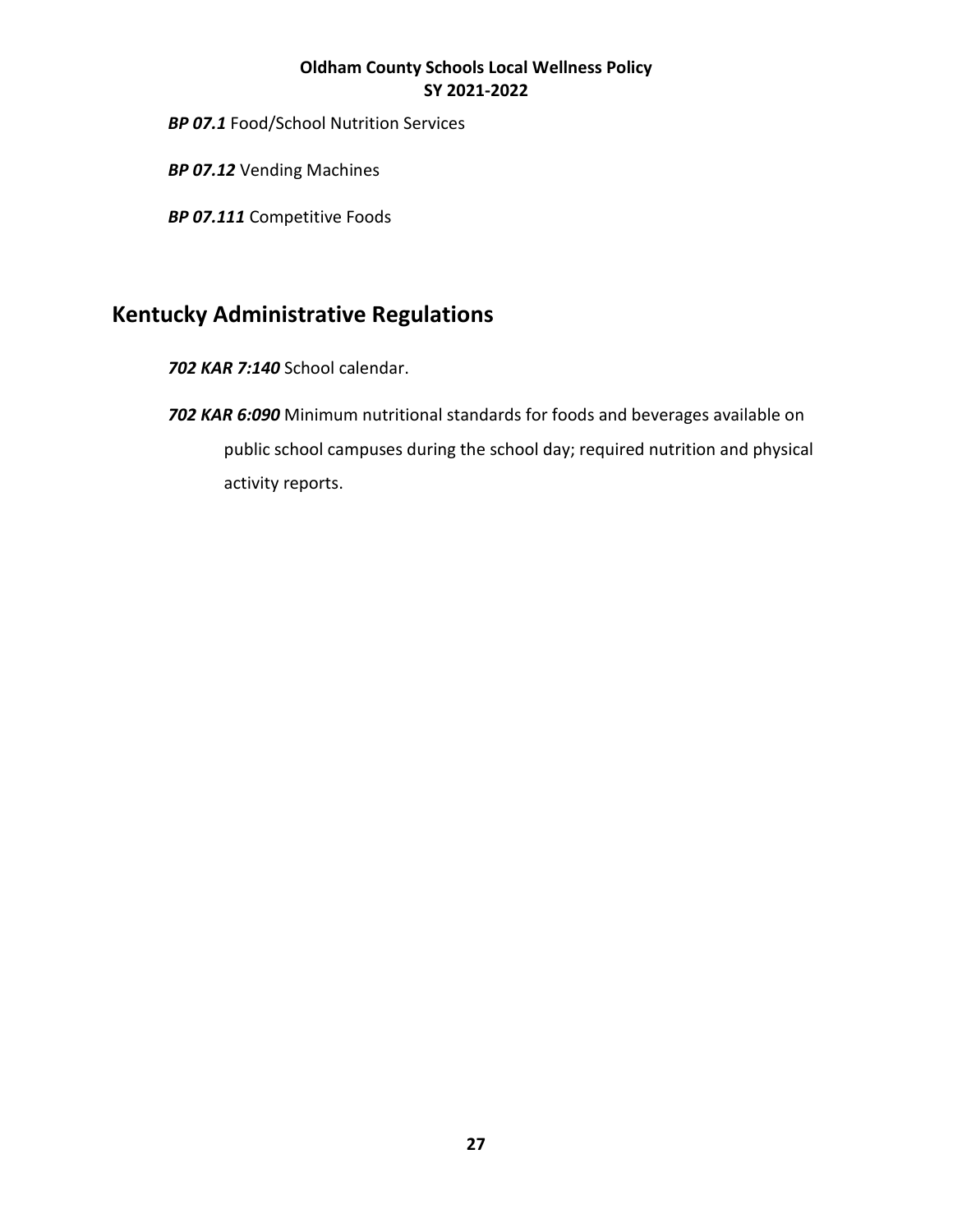***BP 07.1*** Food/School Nutrition Services

***BP 07.12*** Vending Machines

***BP 07.111*** Competitive Foods

## Kentucky Administrative Regulations

***702 KAR 7:140*** School calendar.

***702 KAR 6:090*** Minimum nutritional standards for foods and beverages available on public school campuses during the school day; required nutrition and physical activity reports.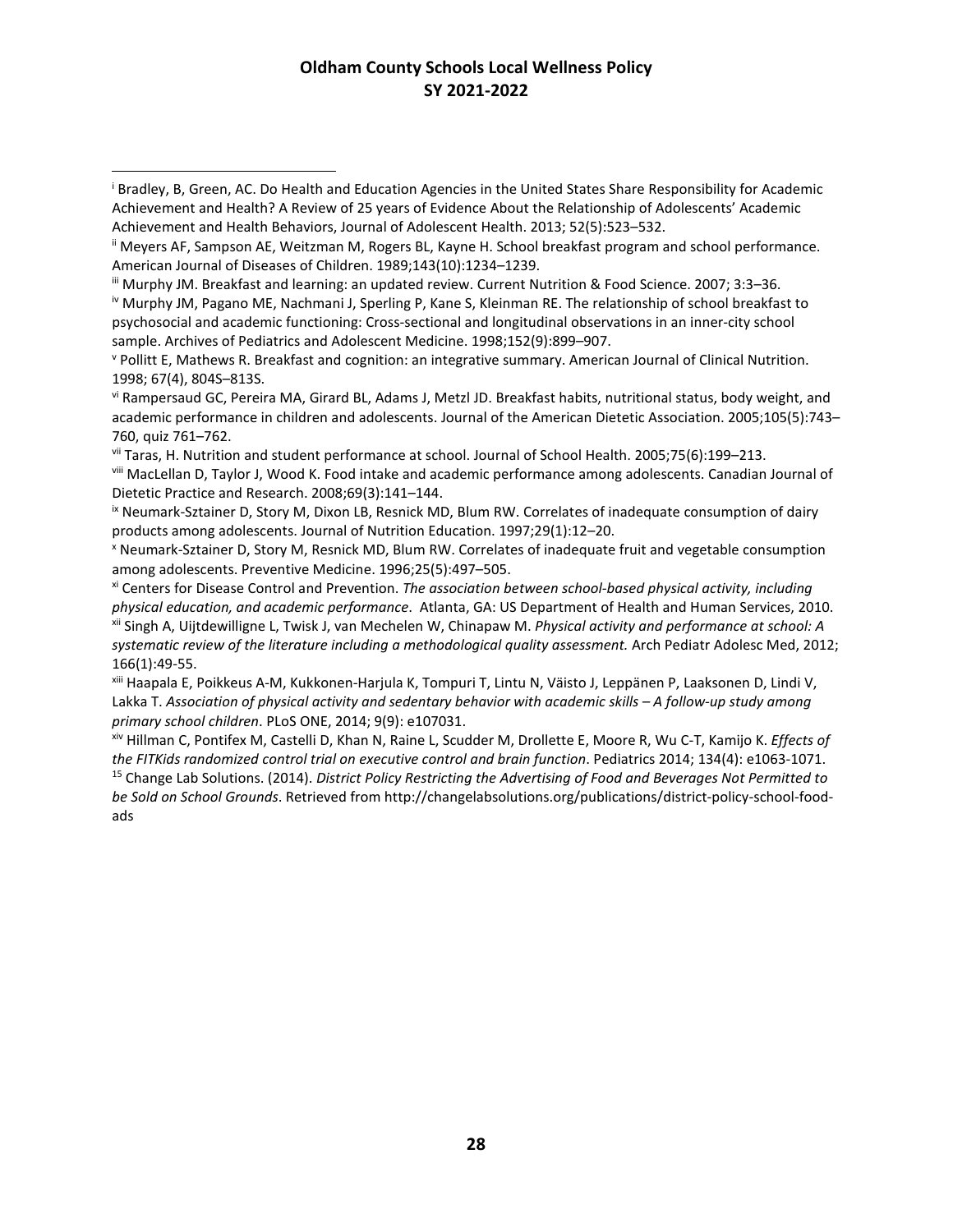[i] Bradley, B, Green, AC. Do Health and Education Agencies in the United States Share Responsibility for Academic Achievement and Health? A Review of 25 years of Evidence About the Relationship of Adolescents' Academic Achievement and Health Behaviors, Journal of Adolescent Health. 2013; 52(5):523–532.

[ii] Meyers AF, Sampson AE, Weitzman M, Rogers BL, Kayne H. School breakfast program and school performance. American Journal of Diseases of Children. 1989;143(10):1234–1239.

[iii] Murphy JM. Breakfast and learning: an updated review. Current Nutrition & Food Science. 2007; 3:3–36.

[iv] Murphy JM, Pagano ME, Nachmani J, Sperling P, Kane S, Kleinman RE. The relationship of school breakfast to psychosocial and academic functioning: Cross-sectional and longitudinal observations in an inner-city school sample. Archives of Pediatrics and Adolescent Medicine. 1998;152(9):899–907.

[v] Pollitt E, Mathews R. Breakfast and cognition: an integrative summary. American Journal of Clinical Nutrition. 1998; 67(4), 804S–813S.

[vi] Rampersaud GC, Pereira MA, Girard BL, Adams J, Metzl JD. Breakfast habits, nutritional status, body weight, and academic performance in children and adolescents. Journal of the American Dietetic Association. 2005;105(5):743–760, quiz 761–762.

[vii] Taras, H. Nutrition and student performance at school. Journal of School Health. 2005;75(6):199–213.

[viii] MacLellan D, Taylor J, Wood K. Food intake and academic performance among adolescents. Canadian Journal of Dietetic Practice and Research. 2008;69(3):141–144.

[ix] Neumark-Sztainer D, Story M, Dixon LB, Resnick MD, Blum RW. Correlates of inadequate consumption of dairy products among adolescents. Journal of Nutrition Education. 1997;29(1):12–20.

[x] Neumark-Sztainer D, Story M, Resnick MD, Blum RW. Correlates of inadequate fruit and vegetable consumption among adolescents. Preventive Medicine. 1996;25(5):497–505.

[xi] Centers for Disease Control and Prevention. *The association between school-based physical activity, including physical education, and academic performance*. Atlanta, GA: US Department of Health and Human Services, 2010.

[xii] Singh A, Uijtdewilligne L, Twisk J, van Mechelen W, Chinapaw M. *Physical activity and performance at school: A systematic review of the literature including a methodological quality assessment.* Arch Pediatr Adolesc Med, 2012; 166(1):49-55.

[xiii] Haapala E, Poikkeus A-M, Kukkonen-Harjula K, Tompuri T, Lintu N, Väisto J, Leppänen P, Laaksonen D, Lindi V, Lakka T. *Association of physical activity and sedentary behavior with academic skills – A follow-up study among primary school children*. PLoS ONE, 2014; 9(9): e107031.

[xiv] Hillman C, Pontifex M, Castelli D, Khan N, Raine L, Scudder M, Drollette E, Moore R, Wu C-T, Kamijo K. *Effects of the FITKids randomized control trial on executive control and brain function*. Pediatrics 2014; 134(4): e1063-1071.

[15] Change Lab Solutions. (2014). *District Policy Restricting the Advertising of Food and Beverages Not Permitted to be Sold on School Grounds*. Retrieved from http://changelabsolutions.org/publications/district-policy-school-food-ads